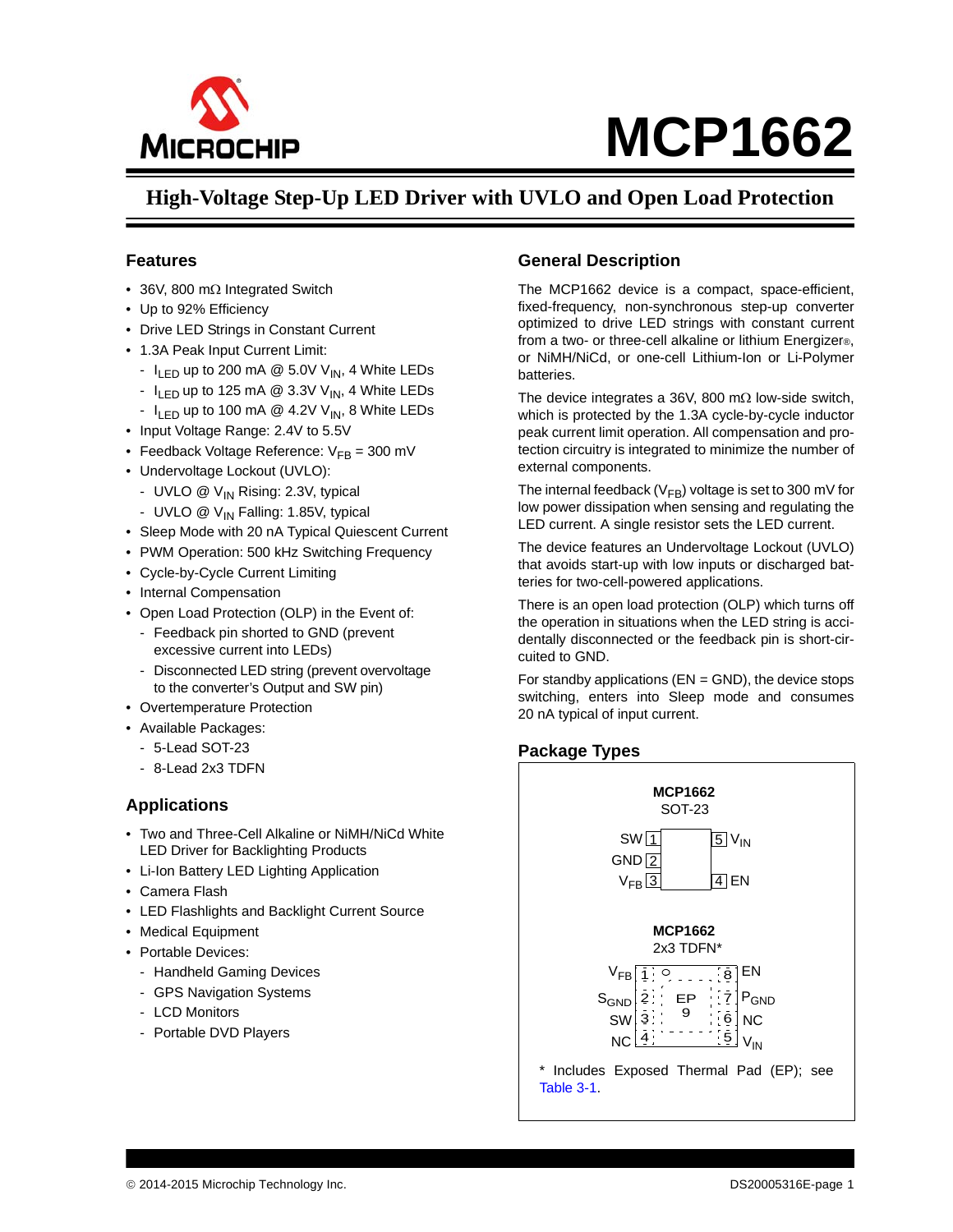# MCP1662

## High-Voltage Step-Up LED Driver with UVLO and Open Load Protection

### Features

- 36V, 800 mΩ Integrated Switch
- Up to 92% Efficiency
- Drive LED Strings in Constant Current
- 1.3A Peak Input Current Limit:
  - $I_{LED}$ up to 200 mA @ 5.0V $V_{IN}$, 4 White LEDs
  - $I_{LED}$ up to 125 mA @ 3.3V $V_{IN}$, 4 White LEDs
  - $I_{LED}$ up to 100 mA @ 4.2V $V_{IN}$, 8 White LEDs
- Input Voltage Range: 2.4V to 5.5V
- Feedback Voltage Reference: $V_{FB}$ = 300 mV
- Undervoltage Lockout (UVLO):
  - UVLO @ $V_{IN}$ Rising: 2.3V, typical
  - UVLO @ $V_{IN}$ Falling: 1.85V, typical
- Sleep Mode with 20 nA Typical Quiescent Current
- PWM Operation: 500 kHz Switching Frequency
- Cycle-by-Cycle Current Limiting
- Internal Compensation
- Open Load Protection (OLP) in the Event of:
  - Feedback pin shorted to GND (prevent excessive current into LEDs)
  - Disconnected LED string (prevent overvoltage to the converter's Output and SW pin)
- Overtemperature Protection
- Available Packages:
  - 5-Lead SOT-23
  - 8-Lead 2x3 TDFN

### Applications

- Two and Three-Cell Alkaline or NiMH/NiCd White LED Driver for Backlighting Products
- Li-Ion Battery LED Lighting Application
- Camera Flash
- LED Flashlights and Backlight Current Source
- Medical Equipment
- Portable Devices:
  - Handheld Gaming Devices
  - GPS Navigation Systems
  - LCD Monitors
  - Portable DVD Players

### General Description

The MCP1662 device is a compact, space-efficient, fixed-frequency, non-synchronous step-up converter optimized to drive LED strings with constant current from a two- or three-cell alkaline or lithium Energizer®, or NiMH/NiCd, or one-cell Lithium-Ion or Li-Polymer batteries.

The device integrates a 36V, 800 mΩ low-side switch, which is protected by the 1.3A cycle-by-cycle inductor peak current limit operation. All compensation and protection circuitry is integrated to minimize the number of external components.

The internal feedback ($V_{FB}$) voltage is set to 300 mV for low power dissipation when sensing and regulating the LED current. A single resistor sets the LED current.

The device features an Undervoltage Lockout (UVLO) that avoids start-up with low inputs or discharged batteries for two-cell-powered applications.

There is an open load protection (OLP) which turns off the operation in situations when the LED string is accidentally disconnected or the feedback pin is short-circuited to GND.

For standby applications (EN = GND), the device stops switching, enters into Sleep mode and consumes 20 nA typical of input current.

### Package Types

**MCP1662**
SOT-23

| Pin | Name | Pin | Name |
|---|---|---|---|
| 1 | SW | 5 | $V_{IN}$ |
| 2 | GND | | |
| 3 | $V_{FB}$ | 4 | EN |

**MCP1662**
2x3 TDFN*

| Pin | Name | Pin | Name |
|---|---|---|---|
| 1 | $V_{FB}$ | 8 | EN |
| 2 | $S_{GND}$ | 7 | $P_{GND}$ |
| 3 | SW | 6 | NC |
| 4 | NC | 5 | $V_{IN}$ |
| 9 | EP | | |

\* Includes Exposed Thermal Pad (EP); see Table 3-1.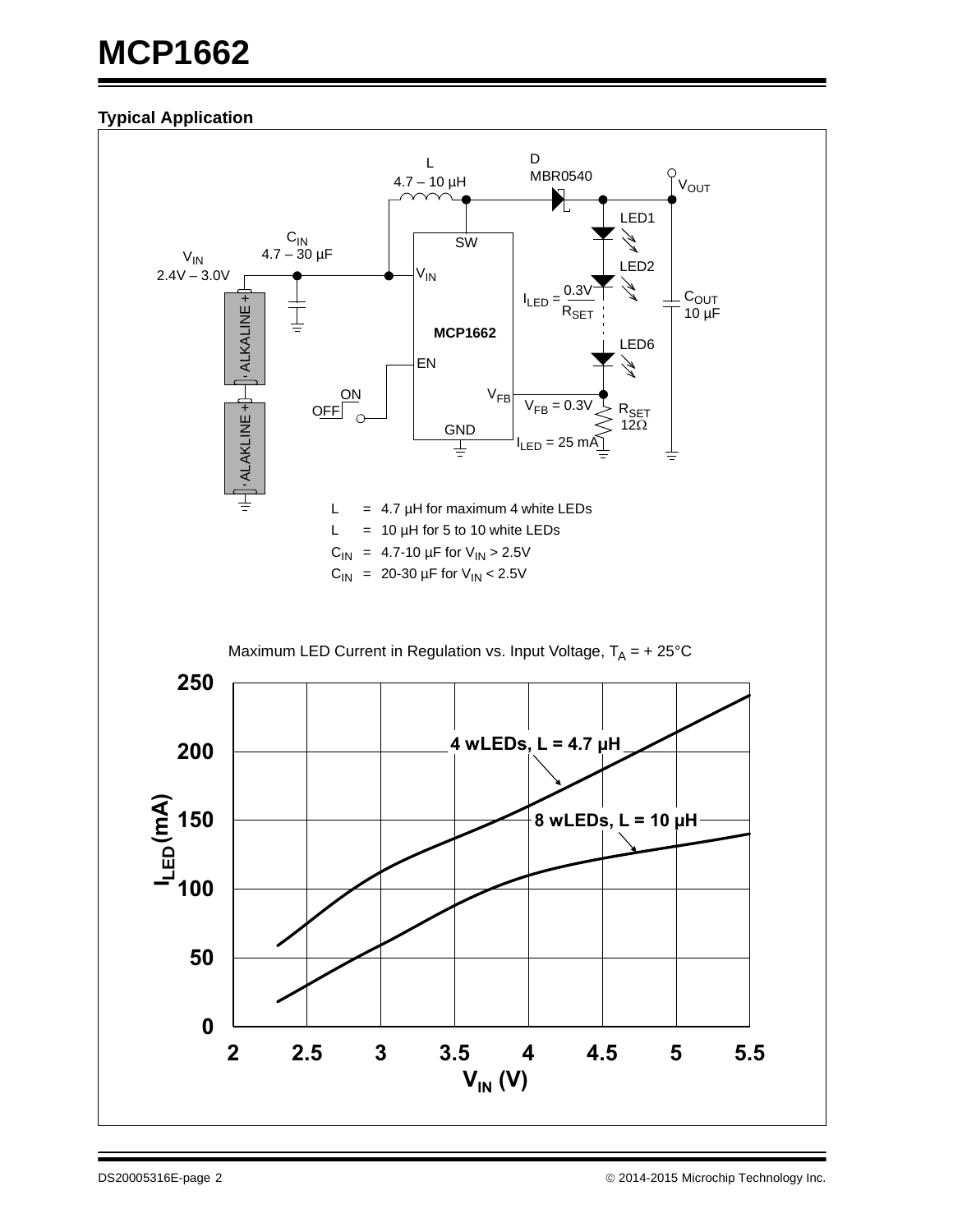## Typical Application

L 4.7 – 10 µH

D MBR0540

$V_{OUT}$

$C_{IN}$ 4.7 – 30 µF

$V_{IN}$ 2.4V – 3.0V

SW

$V_{IN}$

MCP1662

EN

ON

OFF

$V_{FB}$

GND

LED1

LED2

LED6

$I_{LED} = \frac{0.3V}{R_{SET}}$

$C_{OUT}$ 10 µF

$V_{FB}$ = 0.3V

$R_{SET}$ 12Ω

$I_{LED}$ = 25 mA

ALKALINE +

ALAKLINE +

L = 4.7 µH for maximum 4 white LEDs

L = 10 µH for 5 to 10 white LEDs

$C_{IN}$ = 4.7-10 µF for $V_{IN}$ > 2.5V

$C_{IN}$ = 20-30 µF for $V_{IN}$ < 2.5V

Maximum LED Current in Regulation vs. Input Voltage, $T_A$ = + 25°C

$I_{LED}$ (mA)

$V_{IN}$ (V)

4 wLEDs, L = 4.7 µH

8 wLEDs, L = 10 µH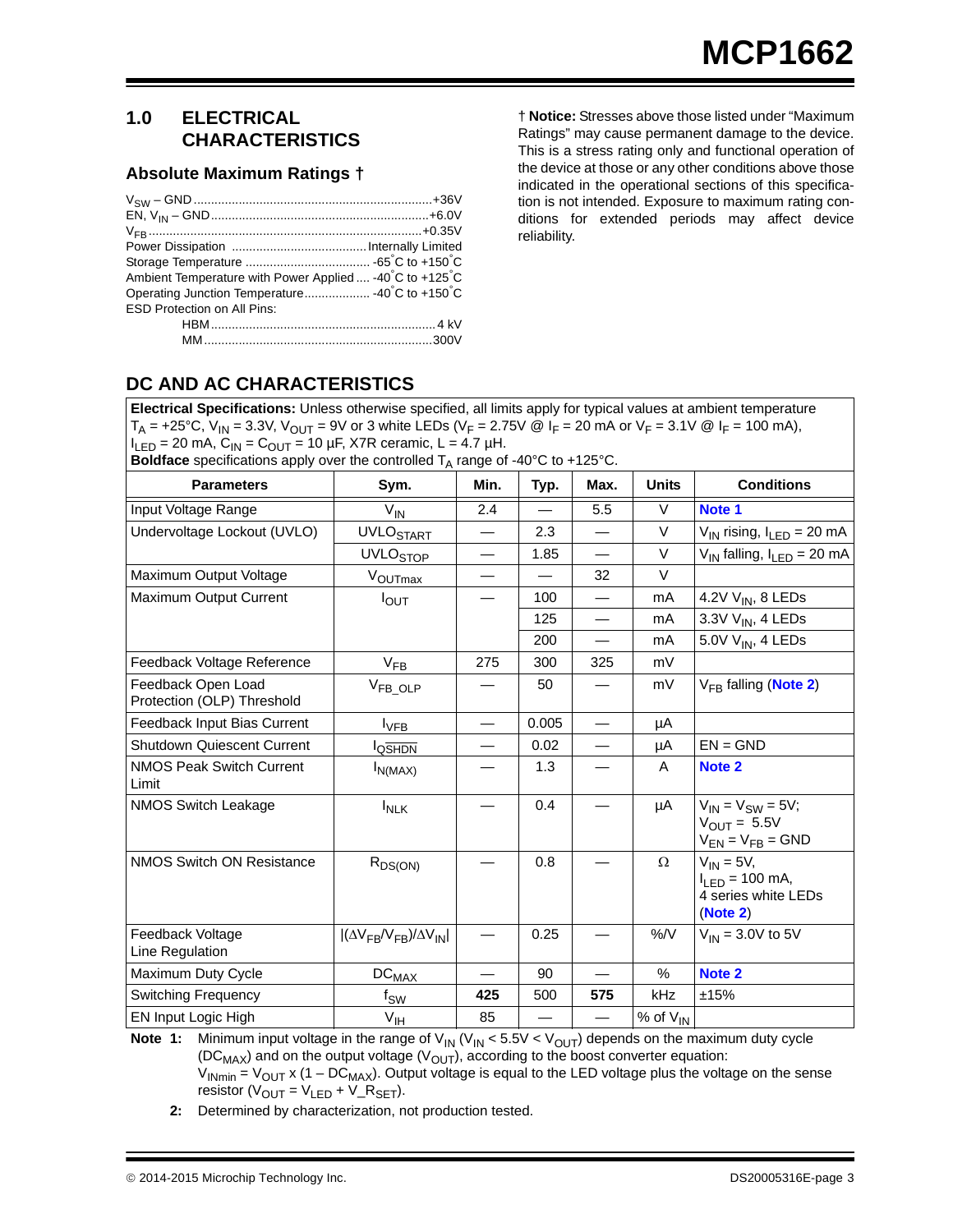## 1.0 ELECTRICAL CHARACTERISTICS

### Absolute Maximum Ratings †

$V_{SW}$ – GND .......... +36V

EN, $V_{IN}$ – GND .......... +6.0V

$V_{FB}$ .......... +0.35V

Power Dissipation .......... Internally Limited

Storage Temperature .......... -65°C to +150°C

Ambient Temperature with Power Applied .... -40°C to +125°C

Operating Junction Temperature .......... -40°C to +150°C

ESD Protection on All Pins:

- HBM .......... 4 kV
- MM .......... 300V

† **Notice:** Stresses above those listed under “Maximum Ratings” may cause permanent damage to the device. This is a stress rating only and functional operation of the device at those or any other conditions above those indicated in the operational sections of this specification is not intended. Exposure to maximum rating conditions for extended periods may affect device reliability.

## DC AND AC CHARACTERISTICS

**Electrical Specifications:** Unless otherwise specified, all limits apply for typical values at ambient temperature $T_A$ = +25°C, $V_{IN}$ = 3.3V, $V_{OUT}$ = 9V or 3 white LEDs ($V_F$ = 2.75V @ $I_F$ = 20 mA or $V_F$ = 3.1V @ $I_F$ = 100 mA), $I_{LED}$ = 20 mA, $C_{IN}$ = $C_{OUT}$ = 10 µF, X7R ceramic, L = 4.7 µH.
**Boldface** specifications apply over the controlled $T_A$ range of -40°C to +125°C.

| Parameters | Sym. | Min. | Typ. | Max. | Units | Conditions |
|---|---|---|---|---|---|---|
| Input Voltage Range | $V_{IN}$ | 2.4 | — | 5.5 | V | **Note 1** |
| Undervoltage Lockout (UVLO) | $UVLO_{START}$ | — | 2.3 | — | V | $V_{IN}$ rising, $I_{LED}$ = 20 mA |
| | $UVLO_{STOP}$ | — | 1.85 | — | V | $V_{IN}$ falling, $I_{LED}$ = 20 mA |
| Maximum Output Voltage | $V_{OUTmax}$ | — | — | 32 | V | |
| Maximum Output Current | $I_{OUT}$ | — | 100 | — | mA | 4.2V $V_{IN}$, 8 LEDs |
| | | | 125 | — | mA | 3.3V $V_{IN}$, 4 LEDs |
| | | | 200 | — | mA | 5.0V $V_{IN}$, 4 LEDs |
| Feedback Voltage Reference | $V_{FB}$ | 275 | 300 | 325 | mV | |
| Feedback Open Load Protection (OLP) Threshold | $V_{FB\_OLP}$ | — | 50 | — | mV | $V_{FB}$ falling (**Note 2**) |
| Feedback Input Bias Current | $I_{VFB}$ | — | 0.005 | — | µA | |
| Shutdown Quiescent Current | $I_{Q\overline{SHDN}}$ | — | 0.02 | — | µA | EN = GND |
| NMOS Peak Switch Current Limit | $I_{N(MAX)}$ | — | 1.3 | — | A | **Note 2** |
| NMOS Switch Leakage | $I_{NLK}$ | — | 0.4 | — | µA | $V_{IN}$ = $V_{SW}$ = 5V; $V_{OUT}$ = 5.5V $V_{EN}$ = $V_{FB}$ = GND |
| NMOS Switch ON Resistance | $R_{DS(ON)}$ | — | 0.8 | — | Ω | $V_{IN}$ = 5V, $I_{LED}$ = 100 mA, 4 series white LEDs (**Note 2**) |
| Feedback Voltage Line Regulation | $\lvert(\Delta V_{FB}/V_{FB})/\Delta V_{IN}\rvert$ | — | 0.25 | — | %/V | $V_{IN}$ = 3.0V to 5V |
| Maximum Duty Cycle | $DC_{MAX}$ | — | 90 | — | % | **Note 2** |
| Switching Frequency | $f_{SW}$ | **425** | 500 | **575** | kHz | ±15% |
| EN Input Logic High | $V_{IH}$ | 85 | — | — | % of $V_{IN}$ | |

**Note 1:** Minimum input voltage in the range of $V_{IN}$ ($V_{IN}$ < 5.5V < $V_{OUT}$) depends on the maximum duty cycle ($DC_{MAX}$) and on the output voltage ($V_{OUT}$), according to the boost converter equation: $V_{INmin} = V_{OUT} \times (1 - DC_{MAX})$. Output voltage is equal to the LED voltage plus the voltage on the sense resistor ($V_{OUT} = V_{LED} + V\_R_{SET}$).

**2:** Determined by characterization, not production tested.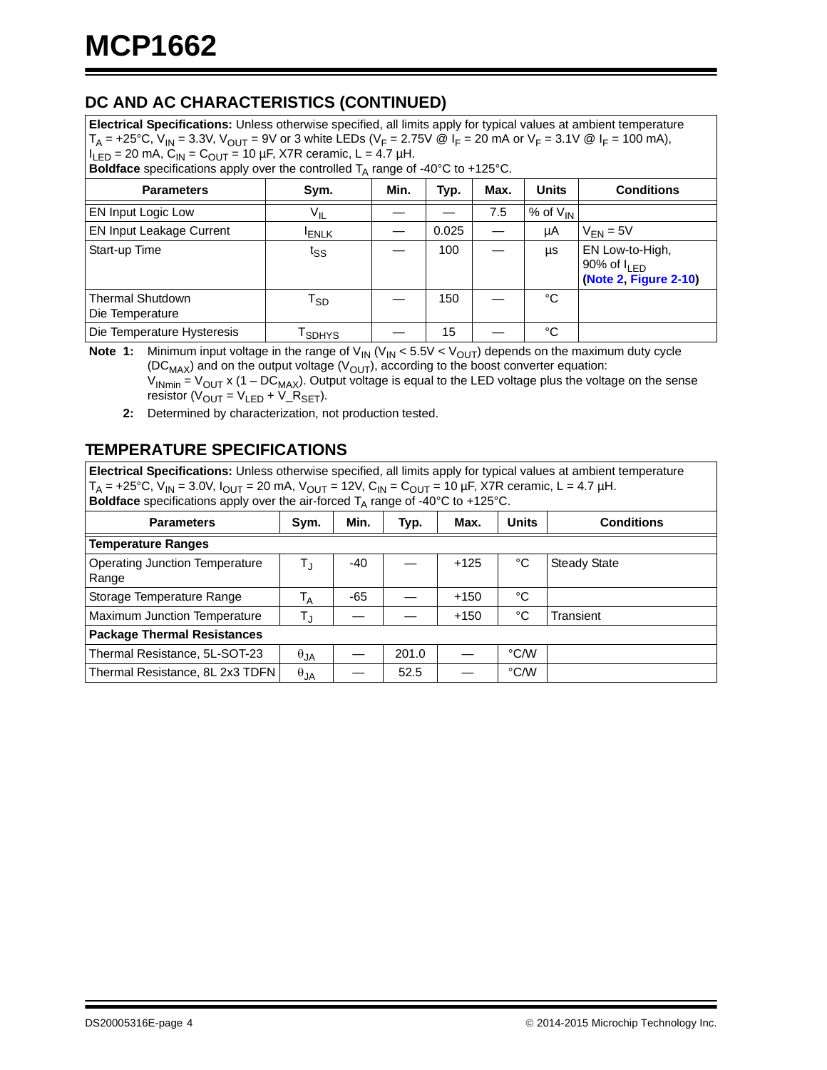## DC AND AC CHARACTERISTICS (CONTINUED)

| **Electrical Specifications:** Unless otherwise specified, all limits apply for typical values at ambient temperature $T_A$ = +25°C, $V_{IN}$ = 3.3V, $V_{OUT}$ = 9V or 3 white LEDs ($V_F$ = 2.75V @ $I_F$ = 20 mA or $V_F$ = 3.1V @ $I_F$ = 100 mA), $I_{LED}$ = 20 mA, $C_{IN}$ = $C_{OUT}$ = 10 µF, X7R ceramic, L = 4.7 µH. **Boldface** specifications apply over the controlled $T_A$ range of -40°C to +125°C. | | | | | | |
|---|---|---|---|---|---|---|
| **Parameters** | **Sym.** | **Min.** | **Typ.** | **Max.** | **Units** | **Conditions** |
| EN Input Logic Low | $V_{IL}$ | — | — | 7.5 | % of $V_{IN}$ | |
| EN Input Leakage Current | $I_{ENLK}$ | — | 0.025 | — | µA | $V_{EN}$ = 5V |
| Start-up Time | $t_{SS}$ | — | 100 | — | µs | EN Low-to-High, 90% of $I_{LED}$ **(Note 2, Figure 2-10)** |
| Thermal Shutdown Die Temperature | $T_{SD}$ | — | 150 | — | °C | |
| Die Temperature Hysteresis | $T_{SDHYS}$ | — | 15 | — | °C | |

**Note 1:** Minimum input voltage in the range of $V_{IN}$ ($V_{IN}$ < 5.5V < $V_{OUT}$) depends on the maximum duty cycle ($DC_{MAX}$) and on the output voltage ($V_{OUT}$), according to the boost converter equation: $V_{INmin} = V_{OUT} \times (1 - DC_{MAX})$. Output voltage is equal to the LED voltage plus the voltage on the sense resistor ($V_{OUT} = V_{LED} + V\_R_{SET}$).

**2:** Determined by characterization, not production tested.

## TEMPERATURE SPECIFICATIONS

| **Electrical Specifications:** Unless otherwise specified, all limits apply for typical values at ambient temperature $T_A$ = +25°C, $V_{IN}$ = 3.0V, $I_{OUT}$ = 20 mA, $V_{OUT}$ = 12V, $C_{IN}$ = $C_{OUT}$ = 10 µF, X7R ceramic, L = 4.7 µH. **Boldface** specifications apply over the air-forced $T_A$ range of -40°C to +125°C. | | | | | | |
|---|---|---|---|---|---|---|
| **Parameters** | **Sym.** | **Min.** | **Typ.** | **Max.** | **Units** | **Conditions** |
| **Temperature Ranges** | | | | | | |
| Operating Junction Temperature Range | $T_J$ | -40 | — | +125 | °C | Steady State |
| Storage Temperature Range | $T_A$ | -65 | — | +150 | °C | |
| Maximum Junction Temperature | $T_J$ | — | — | +150 | °C | Transient |
| **Package Thermal Resistances** | | | | | | |
| Thermal Resistance, 5L-SOT-23 | $\theta_{JA}$ | — | 201.0 | — | °C/W | |
| Thermal Resistance, 8L 2x3 TDFN | $\theta_{JA}$ | — | 52.5 | — | °C/W | |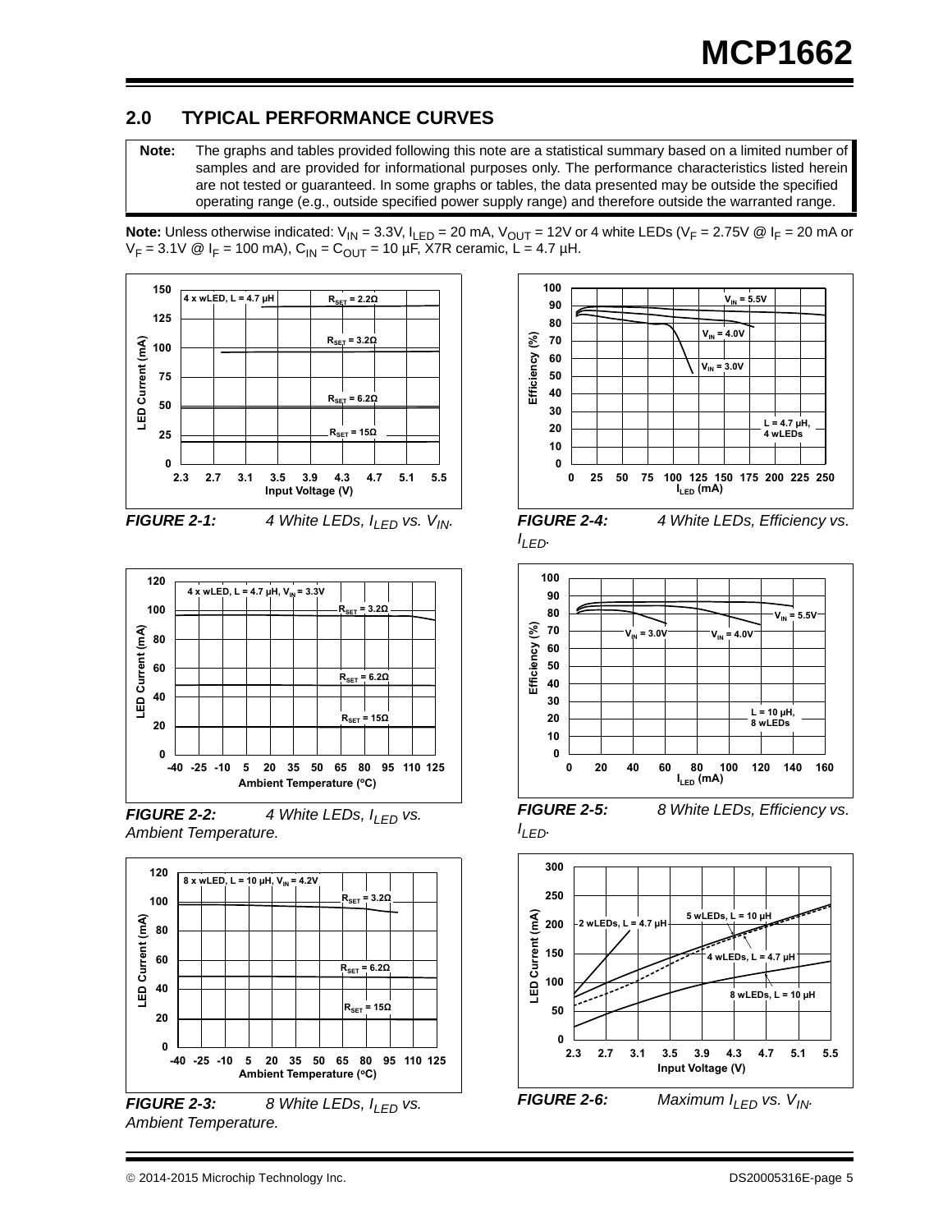## 2.0 TYPICAL PERFORMANCE CURVES

**Note:** The graphs and tables provided following this note are a statistical summary based on a limited number of samples and are provided for informational purposes only. The performance characteristics listed herein are not tested or guaranteed. In some graphs or tables, the data presented may be outside the specified operating range (e.g., outside specified power supply range) and therefore outside the warranted range.

**Note:** Unless otherwise indicated: $V_{IN}$ = 3.3V, $I_{LED}$ = 20 mA, $V_{OUT}$ = 12V or 4 white LEDs ($V_F$ = 2.75V @ $I_F$ = 20 mA or $V_F$ = 3.1V @ $I_F$ = 100 mA), $C_{IN}$ = $C_{OUT}$ = 10 µF, X7R ceramic, L = 4.7 µH.

***FIGURE 2-1:*** *4 White LEDs, $I_{LED}$ vs. $V_{IN}$.*

***FIGURE 2-2:*** *4 White LEDs, $I_{LED}$ vs. Ambient Temperature.*

***FIGURE 2-3:*** *8 White LEDs, $I_{LED}$ vs. Ambient Temperature.*

***FIGURE 2-4:*** *4 White LEDs, Efficiency vs. $I_{LED}$.*

***FIGURE 2-5:*** *8 White LEDs, Efficiency vs. $I_{LED}$.*

***FIGURE 2-6:*** *Maximum $I_{LED}$ vs. $V_{IN}$.*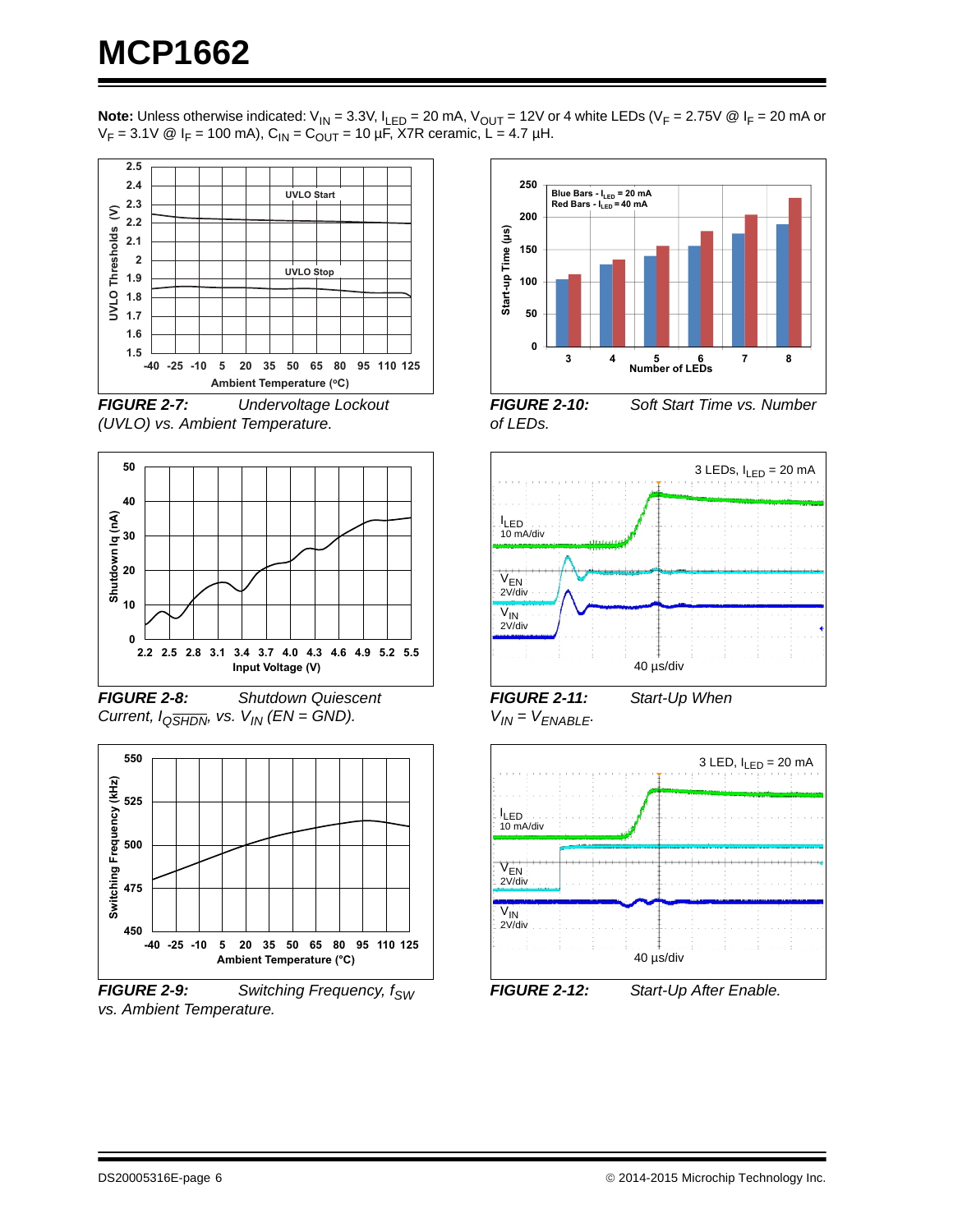**Note:** Unless otherwise indicated: $V_{IN}$ = 3.3V, $I_{LED}$ = 20 mA, $V_{OUT}$ = 12V or 4 white LEDs ($V_F$ = 2.75V @ $I_F$ = 20 mA or $V_F$ = 3.1V @ $I_F$ = 100 mA), $C_{IN}$ = $C_{OUT}$ = 10 µF, X7R ceramic, L = 4.7 µH.

*FIGURE 2-7: Undervoltage Lockout (UVLO) vs. Ambient Temperature.*

*FIGURE 2-8: Shutdown Quiescent Current, $I_{Q\overline{SHDN}}$, vs. $V_{IN}$ (EN = GND).*

*FIGURE 2-9: Switching Frequency, $f_{SW}$ vs. Ambient Temperature.*

*FIGURE 2-10: Soft Start Time vs. Number of LEDs.*

*FIGURE 2-11: Start-Up When $V_{IN}$ = $V_{ENABLE}$.*

*FIGURE 2-12: Start-Up After Enable.*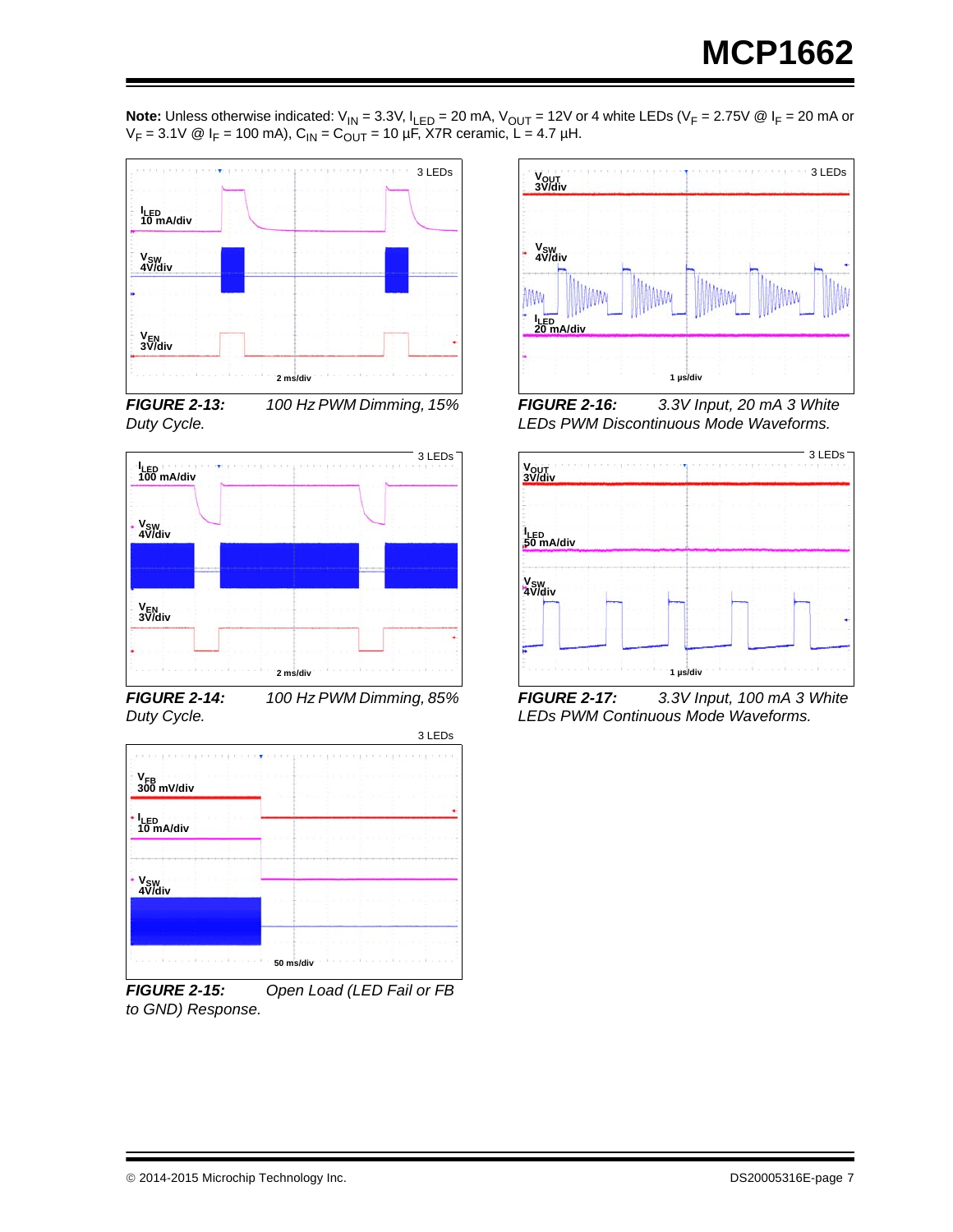**Note:** Unless otherwise indicated: $V_{IN}$ = 3.3V, $I_{LED}$ = 20 mA, $V_{OUT}$ = 12V or 4 white LEDs ($V_F$ = 2.75V @ $I_F$ = 20 mA or $V_F$ = 3.1V @ $I_F$ = 100 mA), $C_{IN}$ = $C_{OUT}$ = 10 µF, X7R ceramic, L = 4.7 µH.

***FIGURE 2-13:*** *100 Hz PWM Dimming, 15% Duty Cycle.*

***FIGURE 2-14:*** *100 Hz PWM Dimming, 85% Duty Cycle.*

***FIGURE 2-15:*** *Open Load (LED Fail or FB to GND) Response.*

***FIGURE 2-16:*** *3.3V Input, 20 mA 3 White LEDs PWM Discontinuous Mode Waveforms.*

***FIGURE 2-17:*** *3.3V Input, 100 mA 3 White LEDs PWM Continuous Mode Waveforms.*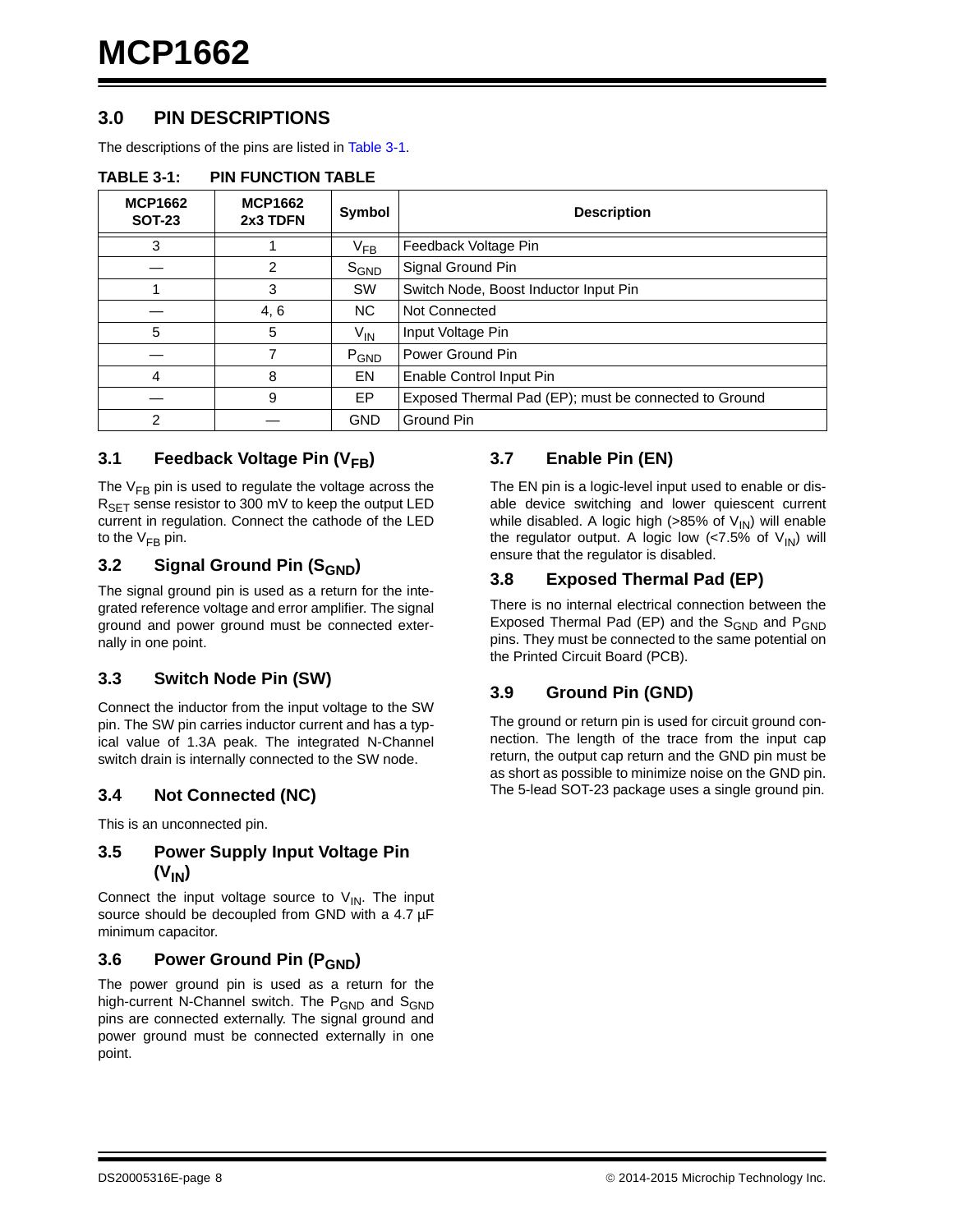## 3.0 PIN DESCRIPTIONS

The descriptions of the pins are listed in Table 3-1.

**TABLE 3-1: PIN FUNCTION TABLE**

| MCP1662 SOT-23 | MCP1662 2x3 TDFN | Symbol | Description |
|---|---|---|---|
| 3 | 1 | $V_{FB}$ | Feedback Voltage Pin |
| — | 2 | $S_{GND}$ | Signal Ground Pin |
| 1 | 3 | SW | Switch Node, Boost Inductor Input Pin |
| — | 4, 6 | NC | Not Connected |
| 5 | 5 | $V_{IN}$ | Input Voltage Pin |
| — | 7 | $P_{GND}$ | Power Ground Pin |
| 4 | 8 | EN | Enable Control Input Pin |
| — | 9 | EP | Exposed Thermal Pad (EP); must be connected to Ground |
| 2 | — | GND | Ground Pin |

### 3.1 Feedback Voltage Pin ($V_{FB}$)

The $V_{FB}$ pin is used to regulate the voltage across the $R_{SET}$ sense resistor to 300 mV to keep the output LED current in regulation. Connect the cathode of the LED to the $V_{FB}$ pin.

### 3.2 Signal Ground Pin ($S_{GND}$)

The signal ground pin is used as a return for the integrated reference voltage and error amplifier. The signal ground and power ground must be connected externally in one point.

### 3.3 Switch Node Pin (SW)

Connect the inductor from the input voltage to the SW pin. The SW pin carries inductor current and has a typical value of 1.3A peak. The integrated N-Channel switch drain is internally connected to the SW node.

### 3.4 Not Connected (NC)

This is an unconnected pin.

### 3.5 Power Supply Input Voltage Pin ($V_{IN}$)

Connect the input voltage source to $V_{IN}$. The input source should be decoupled from GND with a 4.7 µF minimum capacitor.

### 3.6 Power Ground Pin ($P_{GND}$)

The power ground pin is used as a return for the high-current N-Channel switch. The $P_{GND}$ and $S_{GND}$ pins are connected externally. The signal ground and power ground must be connected externally in one point.

### 3.7 Enable Pin (EN)

The EN pin is a logic-level input used to enable or disable device switching and lower quiescent current while disabled. A logic high (>85% of $V_{IN}$) will enable the regulator output. A logic low (<7.5% of $V_{IN}$) will ensure that the regulator is disabled.

### 3.8 Exposed Thermal Pad (EP)

There is no internal electrical connection between the Exposed Thermal Pad (EP) and the $S_{GND}$ and $P_{GND}$ pins. They must be connected to the same potential on the Printed Circuit Board (PCB).

### 3.9 Ground Pin (GND)

The ground or return pin is used for circuit ground connection. The length of the trace from the input cap return, the output cap return and the GND pin must be as short as possible to minimize noise on the GND pin. The 5-lead SOT-23 package uses a single ground pin.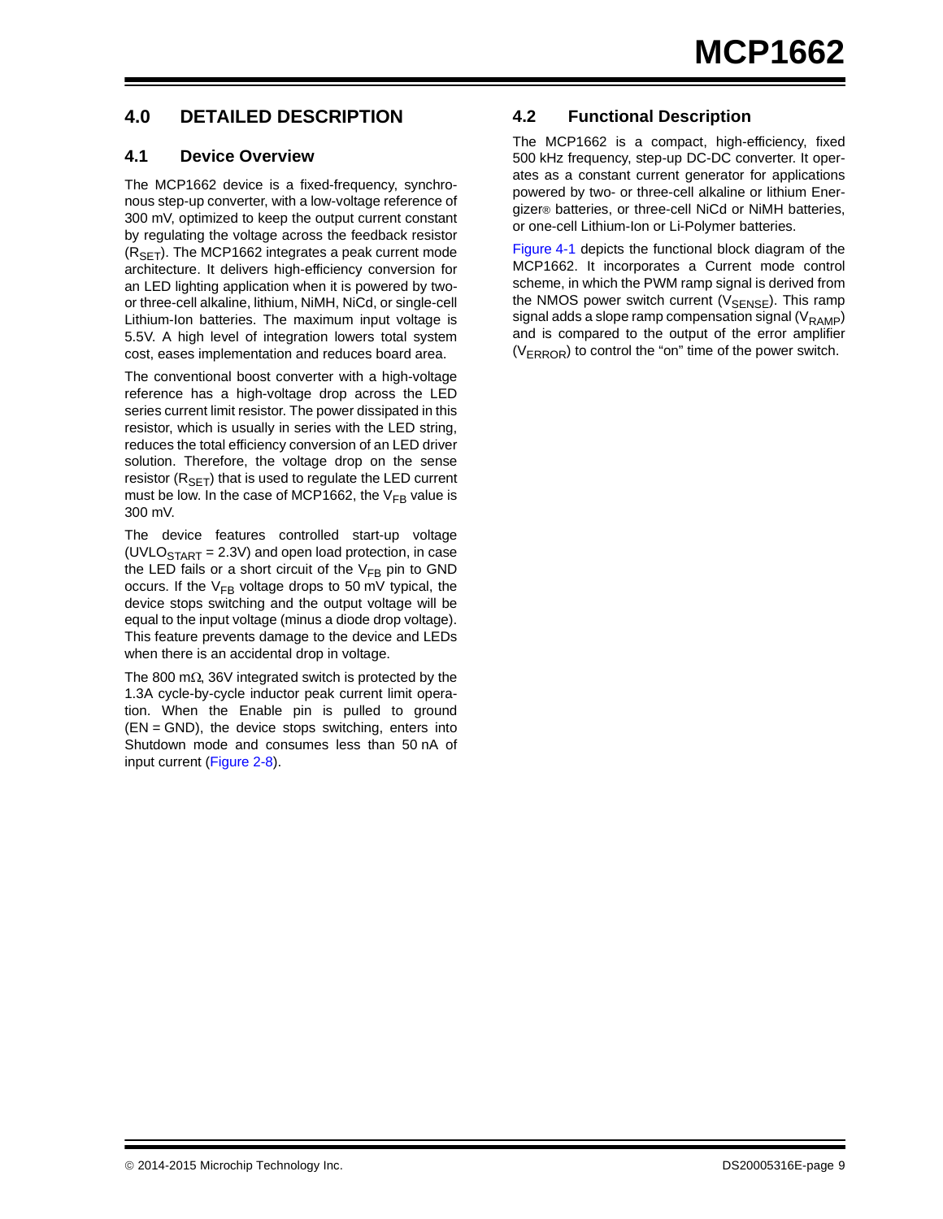# 4.0 DETAILED DESCRIPTION

## 4.1 Device Overview

The MCP1662 device is a fixed-frequency, synchronous step-up converter, with a low-voltage reference of 300 mV, optimized to keep the output current constant by regulating the voltage across the feedback resistor ($R_{SET}$). The MCP1662 integrates a peak current mode architecture. It delivers high-efficiency conversion for an LED lighting application when it is powered by two- or three-cell alkaline, lithium, NiMH, NiCd, or single-cell Lithium-Ion batteries. The maximum input voltage is 5.5V. A high level of integration lowers total system cost, eases implementation and reduces board area.

The conventional boost converter with a high-voltage reference has a high-voltage drop across the LED series current limit resistor. The power dissipated in this resistor, which is usually in series with the LED string, reduces the total efficiency conversion of an LED driver solution. Therefore, the voltage drop on the sense resistor ($R_{SET}$) that is used to regulate the LED current must be low. In the case of MCP1662, the $V_{FB}$ value is 300 mV.

The device features controlled start-up voltage ($UVLO_{START}$ = 2.3V) and open load protection, in case the LED fails or a short circuit of the $V_{FB}$ pin to GND occurs. If the $V_{FB}$ voltage drops to 50 mV typical, the device stops switching and the output voltage will be equal to the input voltage (minus a diode drop voltage). This feature prevents damage to the device and LEDs when there is an accidental drop in voltage.

The 800 mΩ, 36V integrated switch is protected by the 1.3A cycle-by-cycle inductor peak current limit operation. When the Enable pin is pulled to ground (EN = GND), the device stops switching, enters into Shutdown mode and consumes less than 50 nA of input current (Figure 2-8).

## 4.2 Functional Description

The MCP1662 is a compact, high-efficiency, fixed 500 kHz frequency, step-up DC-DC converter. It operates as a constant current generator for applications powered by two- or three-cell alkaline or lithium Energizer® batteries, or three-cell NiCd or NiMH batteries, or one-cell Lithium-Ion or Li-Polymer batteries.

Figure 4-1 depicts the functional block diagram of the MCP1662. It incorporates a Current mode control scheme, in which the PWM ramp signal is derived from the NMOS power switch current ($V_{SENSE}$). This ramp signal adds a slope ramp compensation signal ($V_{RAMP}$) and is compared to the output of the error amplifier ($V_{ERROR}$) to control the "on" time of the power switch.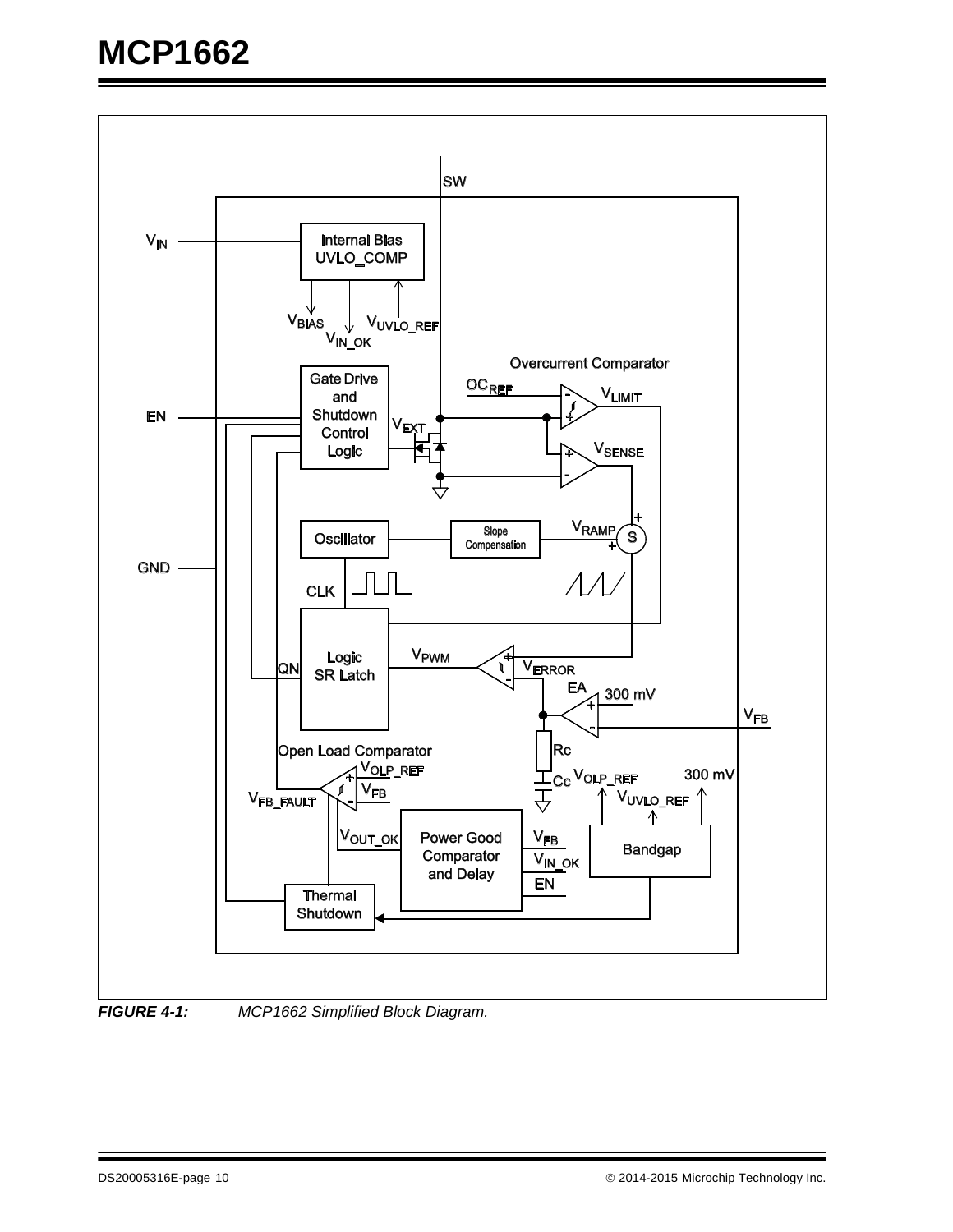**FIGURE 4-1:** *MCP1662 Simplified Block Diagram.*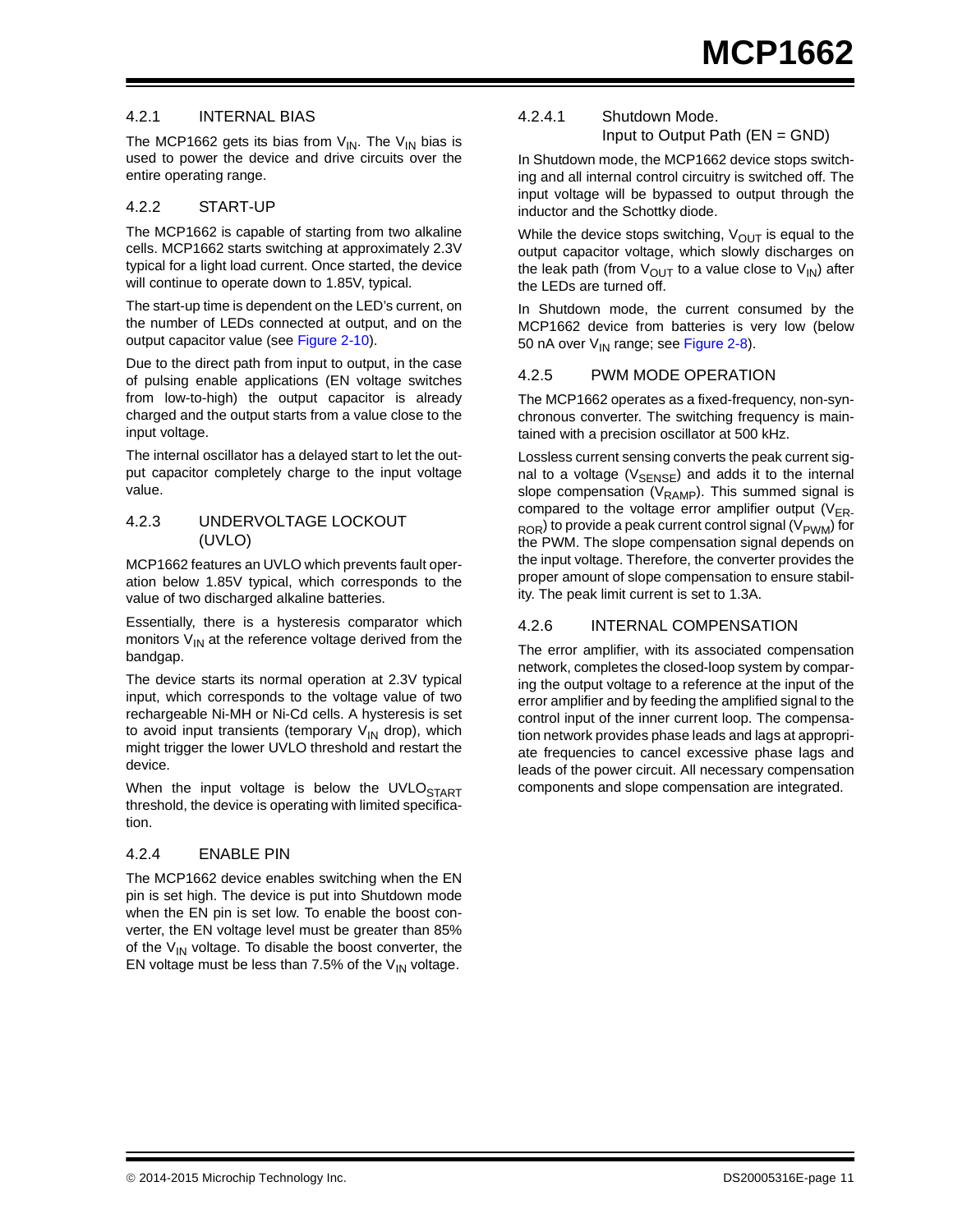### 4.2.1 INTERNAL BIAS

The MCP1662 gets its bias from $V_{IN}$. The $V_{IN}$ bias is used to power the device and drive circuits over the entire operating range.

### 4.2.2 START-UP

The MCP1662 is capable of starting from two alkaline cells. MCP1662 starts switching at approximately 2.3V typical for a light load current. Once started, the device will continue to operate down to 1.85V, typical.

The start-up time is dependent on the LED's current, on the number of LEDs connected at output, and on the output capacitor value (see Figure 2-10).

Due to the direct path from input to output, in the case of pulsing enable applications (EN voltage switches from low-to-high) the output capacitor is already charged and the output starts from a value close to the input voltage.

The internal oscillator has a delayed start to let the output capacitor completely charge to the input voltage value.

### 4.2.3 UNDERVOLTAGE LOCKOUT (UVLO)

MCP1662 features an UVLO which prevents fault operation below 1.85V typical, which corresponds to the value of two discharged alkaline batteries.

Essentially, there is a hysteresis comparator which monitors $V_{IN}$ at the reference voltage derived from the bandgap.

The device starts its normal operation at 2.3V typical input, which corresponds to the voltage value of two rechargeable Ni-MH or Ni-Cd cells. A hysteresis is set to avoid input transients (temporary $V_{IN}$ drop), which might trigger the lower UVLO threshold and restart the device.

When the input voltage is below the $UVLO_{START}$ threshold, the device is operating with limited specification.

### 4.2.4 ENABLE PIN

The MCP1662 device enables switching when the EN pin is set high. The device is put into Shutdown mode when the EN pin is set low. To enable the boost converter, the EN voltage level must be greater than 85% of the $V_{IN}$ voltage. To disable the boost converter, the EN voltage must be less than 7.5% of the $V_{IN}$ voltage.

#### 4.2.4.1 Shutdown Mode. Input to Output Path (EN = GND)

In Shutdown mode, the MCP1662 device stops switching and all internal control circuitry is switched off. The input voltage will be bypassed to output through the inductor and the Schottky diode.

While the device stops switching, $V_{OUT}$ is equal to the output capacitor voltage, which slowly discharges on the leak path (from $V_{OUT}$ to a value close to $V_{IN}$) after the LEDs are turned off.

In Shutdown mode, the current consumed by the MCP1662 device from batteries is very low (below 50 nA over $V_{IN}$ range; see Figure 2-8).

### 4.2.5 PWM MODE OPERATION

The MCP1662 operates as a fixed-frequency, non-synchronous converter. The switching frequency is maintained with a precision oscillator at 500 kHz.

Lossless current sensing converts the peak current signal to a voltage ($V_{SENSE}$) and adds it to the internal slope compensation ($V_{RAMP}$). This summed signal is compared to the voltage error amplifier output ($V_{ERROR}$) to provide a peak current control signal ($V_{PWM}$) for the PWM. The slope compensation signal depends on the input voltage. Therefore, the converter provides the proper amount of slope compensation to ensure stability. The peak limit current is set to 1.3A.

### 4.2.6 INTERNAL COMPENSATION

The error amplifier, with its associated compensation network, completes the closed-loop system by comparing the output voltage to a reference at the input of the error amplifier and by feeding the amplified signal to the control input of the inner current loop. The compensation network provides phase leads and lags at appropriate frequencies to cancel excessive phase lags and leads of the power circuit. All necessary compensation components and slope compensation are integrated.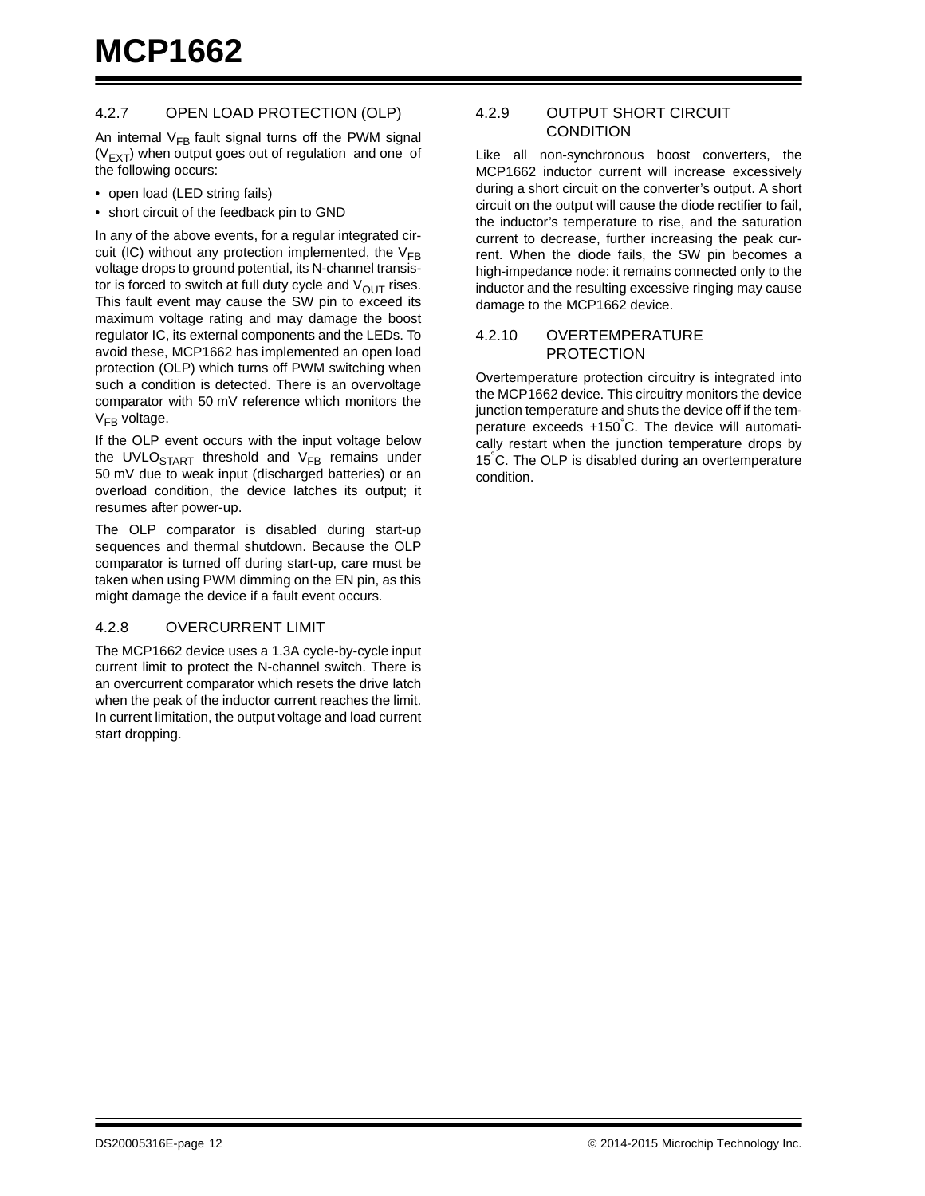#### 4.2.7 OPEN LOAD PROTECTION (OLP)

An internal $V_{FB}$ fault signal turns off the PWM signal ($V_{EXT}$) when output goes out of regulation and one of the following occurs:

- open load (LED string fails)
- short circuit of the feedback pin to GND

In any of the above events, for a regular integrated circuit (IC) without any protection implemented, the $V_{FB}$ voltage drops to ground potential, its N-channel transistor is forced to switch at full duty cycle and $V_{OUT}$ rises. This fault event may cause the SW pin to exceed its maximum voltage rating and may damage the boost regulator IC, its external components and the LEDs. To avoid these, MCP1662 has implemented an open load protection (OLP) which turns off PWM switching when such a condition is detected. There is an overvoltage comparator with 50 mV reference which monitors the $V_{FB}$ voltage.

If the OLP event occurs with the input voltage below the $UVLO_{START}$ threshold and $V_{FB}$ remains under 50 mV due to weak input (discharged batteries) or an overload condition, the device latches its output; it resumes after power-up.

The OLP comparator is disabled during start-up sequences and thermal shutdown. Because the OLP comparator is turned off during start-up, care must be taken when using PWM dimming on the EN pin, as this might damage the device if a fault event occurs.

#### 4.2.8 OVERCURRENT LIMIT

The MCP1662 device uses a 1.3A cycle-by-cycle input current limit to protect the N-channel switch. There is an overcurrent comparator which resets the drive latch when the peak of the inductor current reaches the limit. In current limitation, the output voltage and load current start dropping.

#### 4.2.9 OUTPUT SHORT CIRCUIT CONDITION

Like all non-synchronous boost converters, the MCP1662 inductor current will increase excessively during a short circuit on the converter's output. A short circuit on the output will cause the diode rectifier to fail, the inductor's temperature to rise, and the saturation current to decrease, further increasing the peak current. When the diode fails, the SW pin becomes a high-impedance node: it remains connected only to the inductor and the resulting excessive ringing may cause damage to the MCP1662 device.

#### 4.2.10 OVERTEMPERATURE PROTECTION

Overtemperature protection circuitry is integrated into the MCP1662 device. This circuitry monitors the device junction temperature and shuts the device off if the temperature exceeds +150°C. The device will automatically restart when the junction temperature drops by 15°C. The OLP is disabled during an overtemperature condition.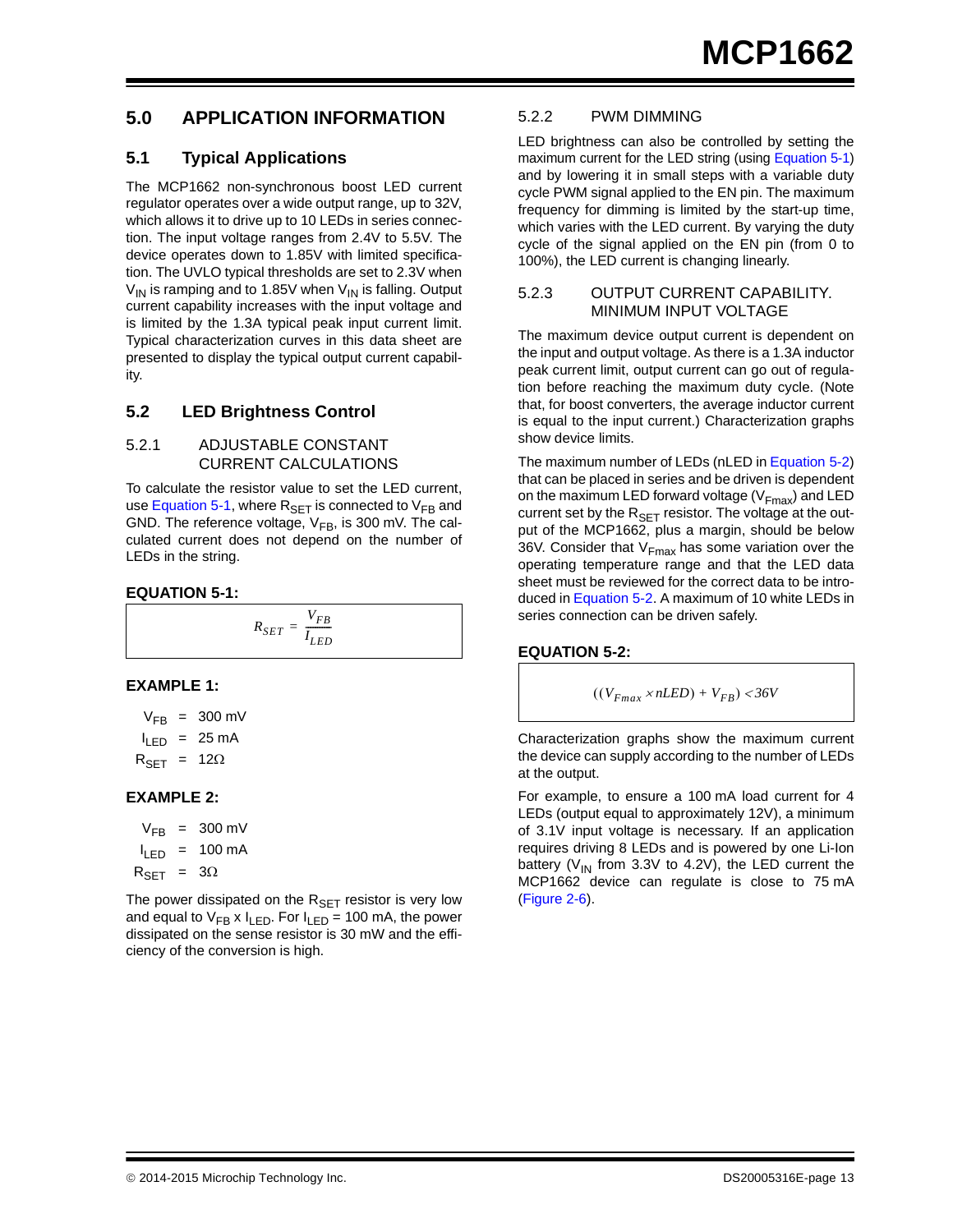# 5.0 APPLICATION INFORMATION

## 5.1 Typical Applications

The MCP1662 non-synchronous boost LED current regulator operates over a wide output range, up to 32V, which allows it to drive up to 10 LEDs in series connection. The input voltage ranges from 2.4V to 5.5V. The device operates down to 1.85V with limited specification. The UVLO typical thresholds are set to 2.3V when $V_{IN}$ is ramping and to 1.85V when $V_{IN}$ is falling. Output current capability increases with the input voltage and is limited by the 1.3A typical peak input current limit. Typical characterization curves in this data sheet are presented to display the typical output current capability.

## 5.2 LED Brightness Control

### 5.2.1 ADJUSTABLE CONSTANT CURRENT CALCULATIONS

To calculate the resistor value to set the LED current, use Equation 5-1, where $R_{SET}$ is connected to $V_{FB}$ and GND. The reference voltage, $V_{FB}$, is 300 mV. The calculated current does not depend on the number of LEDs in the string.

**EQUATION 5-1:**

$$R_{SET} = \frac{V_{FB}}{I_{LED}}$$

**EXAMPLE 1:**

$V_{FB}$ = 300 mV
$I_{LED}$ = 25 mA
$R_{SET}$ = 12Ω

**EXAMPLE 2:**

$V_{FB}$ = 300 mV
$I_{LED}$ = 100 mA
$R_{SET}$ = 3Ω

The power dissipated on the $R_{SET}$ resistor is very low and equal to $V_{FB}$ x $I_{LED}$. For $I_{LED}$ = 100 mA, the power dissipated on the sense resistor is 30 mW and the efficiency of the conversion is high.

### 5.2.2 PWM DIMMING

LED brightness can also be controlled by setting the maximum current for the LED string (using Equation 5-1) and by lowering it in small steps with a variable duty cycle PWM signal applied to the EN pin. The maximum frequency for dimming is limited by the start-up time, which varies with the LED current. By varying the duty cycle of the signal applied on the EN pin (from 0 to 100%), the LED current is changing linearly.

### 5.2.3 OUTPUT CURRENT CAPABILITY. MINIMUM INPUT VOLTAGE

The maximum device output current is dependent on the input and output voltage. As there is a 1.3A inductor peak current limit, output current can go out of regulation before reaching the maximum duty cycle. (Note that, for boost converters, the average inductor current is equal to the input current.) Characterization graphs show device limits.

The maximum number of LEDs (nLED in Equation 5-2) that can be placed in series and be driven is dependent on the maximum LED forward voltage ($V_{Fmax}$) and LED current set by the $R_{SET}$ resistor. The voltage at the output of the MCP1662, plus a margin, should be below 36V. Consider that $V_{Fmax}$ has some variation over the operating temperature range and that the LED data sheet must be reviewed for the correct data to be introduced in Equation 5-2. A maximum of 10 white LEDs in series connection can be driven safely.

**EQUATION 5-2:**

$$((V_{Fmax} \times nLED) + V_{FB}) < 36V$$

Characterization graphs show the maximum current the device can supply according to the number of LEDs at the output.

For example, to ensure a 100 mA load current for 4 LEDs (output equal to approximately 12V), a minimum of 3.1V input voltage is necessary. If an application requires driving 8 LEDs and is powered by one Li-Ion battery ($V_{IN}$ from 3.3V to 4.2V), the LED current the MCP1662 device can regulate is close to 75 mA (Figure 2-6).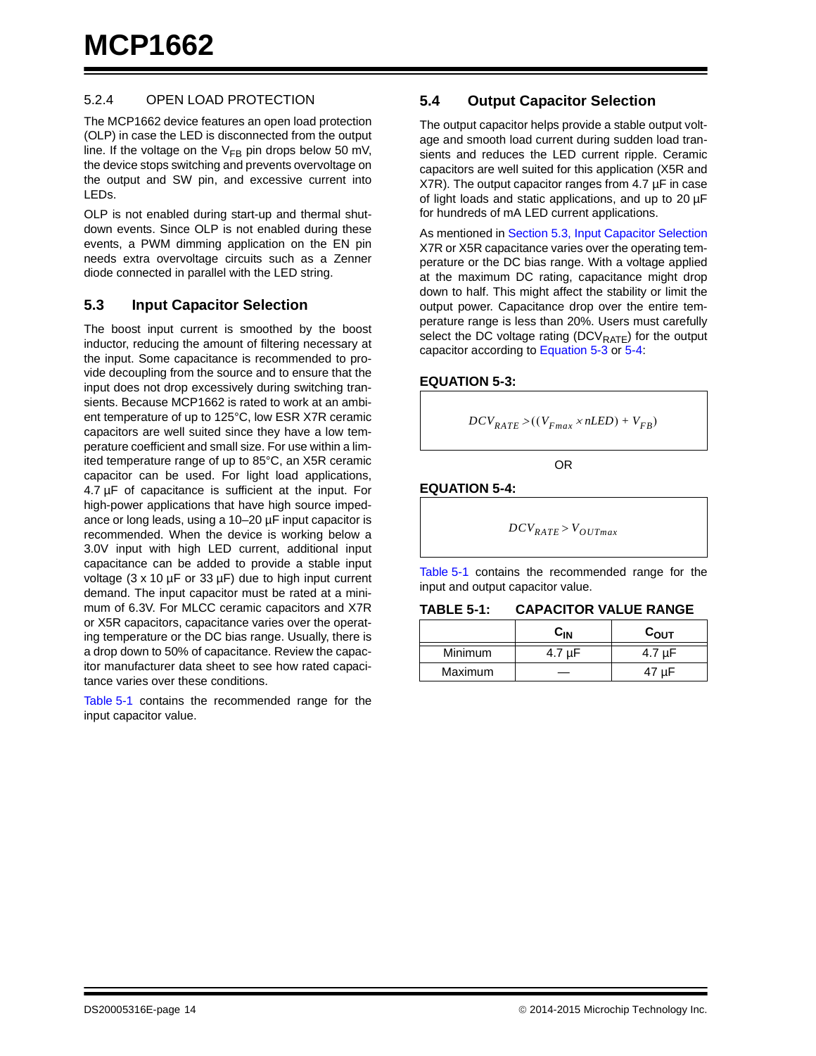### 5.2.4 OPEN LOAD PROTECTION

The MCP1662 device features an open load protection (OLP) in case the LED is disconnected from the output line. If the voltage on the $V_{FB}$ pin drops below 50 mV, the device stops switching and prevents overvoltage on the output and SW pin, and excessive current into LEDs.

OLP is not enabled during start-up and thermal shutdown events. Since OLP is not enabled during these events, a PWM dimming application on the EN pin needs extra overvoltage circuits such as a Zenner diode connected in parallel with the LED string.

## 5.3 Input Capacitor Selection

The boost input current is smoothed by the boost inductor, reducing the amount of filtering necessary at the input. Some capacitance is recommended to provide decoupling from the source and to ensure that the input does not drop excessively during switching transients. Because MCP1662 is rated to work at an ambient temperature of up to 125°C, low ESR X7R ceramic capacitors are well suited since they have a low temperature coefficient and small size. For use within a limited temperature range of up to 85°C, an X5R ceramic capacitor can be used. For light load applications, 4.7 µF of capacitance is sufficient at the input. For high-power applications that have high source impedance or long leads, using a 10–20 µF input capacitor is recommended. When the device is working below a 3.0V input with high LED current, additional input capacitance can be added to provide a stable input voltage (3 x 10 µF or 33 µF) due to high input current demand. The input capacitor must be rated at a minimum of 6.3V. For MLCC ceramic capacitors and X7R or X5R capacitors, capacitance varies over the operating temperature or the DC bias range. Usually, there is a drop down to 50% of capacitance. Review the capacitor manufacturer data sheet to see how rated capacitance varies over these conditions.

Table 5-1 contains the recommended range for the input capacitor value.

## 5.4 Output Capacitor Selection

The output capacitor helps provide a stable output voltage and smooth load current during sudden load transients and reduces the LED current ripple. Ceramic capacitors are well suited for this application (X5R and X7R). The output capacitor ranges from 4.7 µF in case of light loads and static applications, and up to 20 µF for hundreds of mA LED current applications.

As mentioned in Section 5.3, Input Capacitor Selection X7R or X5R capacitance varies over the operating temperature or the DC bias range. With a voltage applied at the maximum DC rating, capacitance might drop down to half. This might affect the stability or limit the output power. Capacitance drop over the entire temperature range is less than 20%. Users must carefully select the DC voltage rating ($DCV_{RATE}$) for the output capacitor according to Equation 5-3 or 5-4:

**EQUATION 5-3:**

$$DCV_{RATE} > ((V_{Fmax} \times nLED) + V_{FB})$$

OR

**EQUATION 5-4:**

$$DCV_{RATE} > V_{OUTmax}$$

Table 5-1 contains the recommended range for the input and output capacitor value.

**TABLE 5-1: CAPACITOR VALUE RANGE**

| | $C_{IN}$ | $C_{OUT}$ |
|---|---|---|
| Minimum | 4.7 µF | 4.7 µF |
| Maximum | — | 47 µF |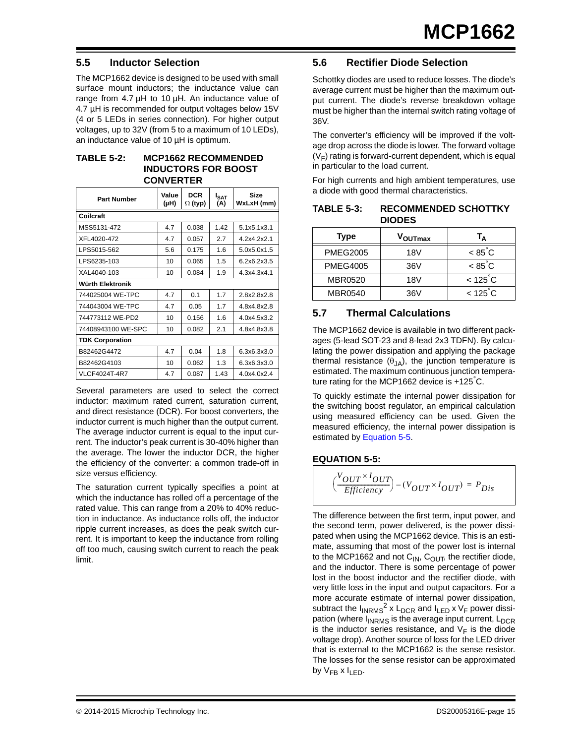## 5.5 Inductor Selection

The MCP1662 device is designed to be used with small surface mount inductors; the inductance value can range from 4.7 µH to 10 µH. An inductance value of 4.7 µH is recommended for output voltages below 15V (4 or 5 LEDs in series connection). For higher output voltages, up to 32V (from 5 to a maximum of 10 LEDs), an inductance value of 10 µH is optimum.

**TABLE 5-2: MCP1662 RECOMMENDED INDUCTORS FOR BOOST CONVERTER**

| Part Number | Value (µH) | DCR Ω (typ) | $I_{SAT}$ (A) | Size WxLxH (mm) |
|---|---|---|---|---|
| **Coilcraft** | | | | |
| MSS5131-472 | 4.7 | 0.038 | 1.42 | 5.1x5.1x3.1 |
| XFL4020-472 | 4.7 | 0.057 | 2.7 | 4.2x4.2x2.1 |
| LPS5015-562 | 5.6 | 0.175 | 1.6 | 5.0x5.0x1.5 |
| LPS6235-103 | 10 | 0.065 | 1.5 | 6.2x6.2x3.5 |
| XAL4040-103 | 10 | 0.084 | 1.9 | 4.3x4.3x4.1 |
| **Würth Elektronik** | | | | |
| 744025004 WE-TPC | 4.7 | 0.1 | 1.7 | 2.8x2.8x2.8 |
| 744043004 WE-TPC | 4.7 | 0.05 | 1.7 | 4.8x4.8x2.8 |
| 744773112 WE-PD2 | 10 | 0.156 | 1.6 | 4.0x4.5x3.2 |
| 74408943100 WE-SPC | 10 | 0.082 | 2.1 | 4.8x4.8x3.8 |
| **TDK Corporation** | | | | |
| B82462G4472 | 4.7 | 0.04 | 1.8 | 6.3x6.3x3.0 |
| B82462G4103 | 10 | 0.062 | 1.3 | 6.3x6.3x3.0 |
| VLCF4024T-4R7 | 4.7 | 0.087 | 1.43 | 4.0x4.0x2.4 |

Several parameters are used to select the correct inductor: maximum rated current, saturation current, and direct resistance (DCR). For boost converters, the inductor current is much higher than the output current. The average inductor current is equal to the input current. The inductor's peak current is 30-40% higher than the average. The lower the inductor DCR, the higher the efficiency of the converter: a common trade-off in size versus efficiency.

The saturation current typically specifies a point at which the inductance has rolled off a percentage of the rated value. This can range from a 20% to 40% reduction in inductance. As inductance rolls off, the inductor ripple current increases, as does the peak switch current. It is important to keep the inductance from rolling off too much, causing switch current to reach the peak limit.

## 5.6 Rectifier Diode Selection

Schottky diodes are used to reduce losses. The diode's average current must be higher than the maximum output current. The diode's reverse breakdown voltage must be higher than the internal switch rating voltage of 36V.

The converter's efficiency will be improved if the voltage drop across the diode is lower. The forward voltage ($V_F$) rating is forward-current dependent, which is equal in particular to the load current.

For high currents and high ambient temperatures, use a diode with good thermal characteristics.

**TABLE 5-3: RECOMMENDED SCHOTTKY DIODES**

| Type | $V_{OUTmax}$ | $T_A$ |
|---|---|---|
| PMEG2005 | 18V | < 85°C |
| PMEG4005 | 36V | < 85°C |
| MBR0520 | 18V | < 125°C |
| MBR0540 | 36V | < 125°C |

## 5.7 Thermal Calculations

The MCP1662 device is available in two different packages (5-lead SOT-23 and 8-lead 2x3 TDFN). By calculating the power dissipation and applying the package thermal resistance ($\theta_{JA}$), the junction temperature is estimated. The maximum continuous junction temperature rating for the MCP1662 device is +125°C.

To quickly estimate the internal power dissipation for the switching boost regulator, an empirical calculation using measured efficiency can be used. Given the measured efficiency, the internal power dissipation is estimated by Equation 5-5.

**EQUATION 5-5:**

$$\left(\frac{V_{OUT} \times I_{OUT}}{Efficiency}\right) - (V_{OUT} \times I_{OUT}) = P_{Dis}$$

The difference between the first term, input power, and the second term, power delivered, is the power dissipated when using the MCP1662 device. This is an estimate, assuming that most of the power lost is internal to the MCP1662 and not $C_{IN}$, $C_{OUT}$, the rectifier diode, and the inductor. There is some percentage of power lost in the boost inductor and the rectifier diode, with very little loss in the input and output capacitors. For a more accurate estimate of internal power dissipation, subtract the $I_{INRMS}^2 \times L_{DCR}$ and $I_{LED} \times V_F$ power dissipation (where $I_{INRMS}$ is the average input current, $L_{DCR}$ is the inductor series resistance, and $V_F$ is the diode voltage drop). Another source of loss for the LED driver that is external to the MCP1662 is the sense resistor. The losses for the sense resistor can be approximated by $V_{FB} \times I_{LED}$.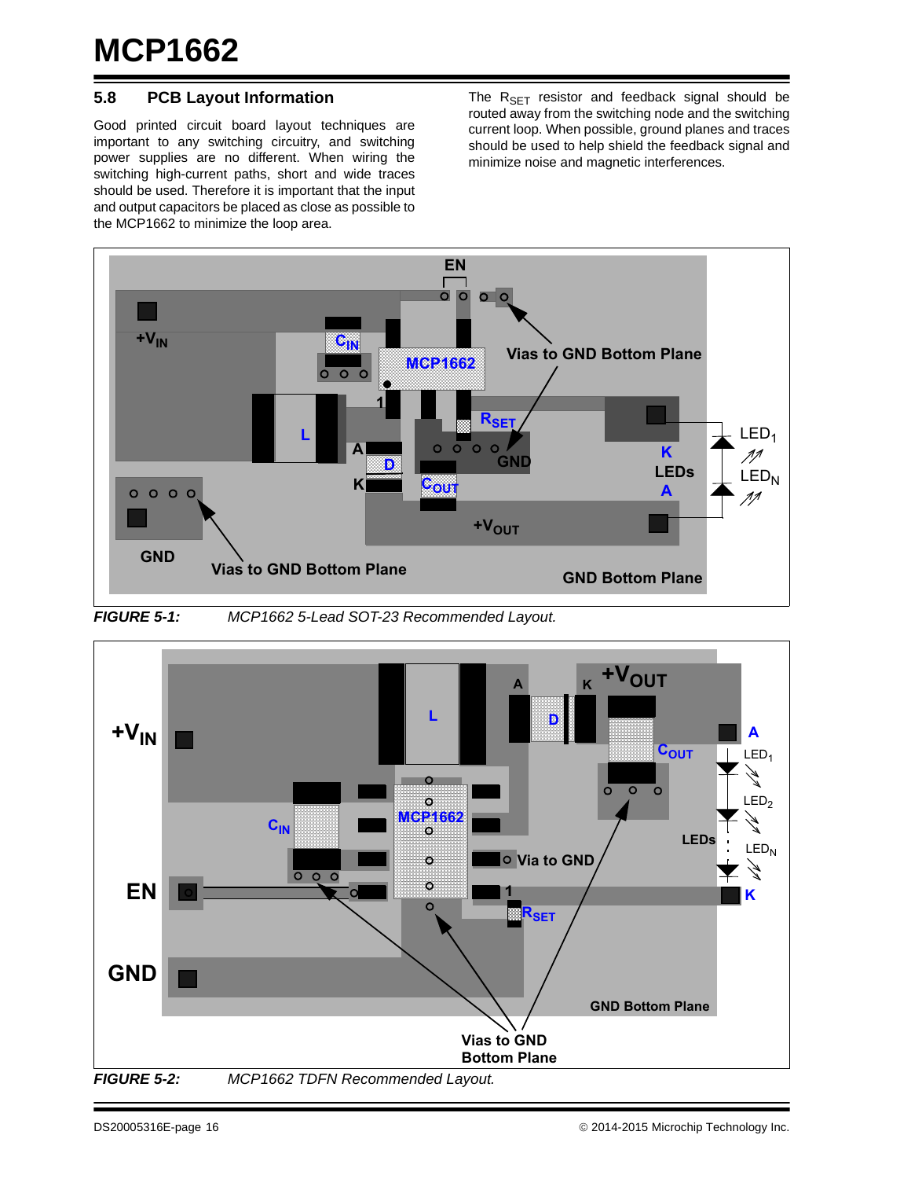## 5.8 PCB Layout Information

Good printed circuit board layout techniques are important to any switching circuitry, and switching power supplies are no different. When wiring the switching high-current paths, short and wide traces should be used. Therefore it is important that the input and output capacitors be placed as close as possible to the MCP1662 to minimize the loop area.

The $R_{SET}$ resistor and feedback signal should be routed away from the switching node and the switching current loop. When possible, ground planes and traces should be used to help shield the feedback signal and minimize noise and magnetic interferences.

*FIGURE 5-1: MCP1662 5-Lead SOT-23 Recommended Layout.*

*FIGURE 5-2: MCP1662 TDFN Recommended Layout.*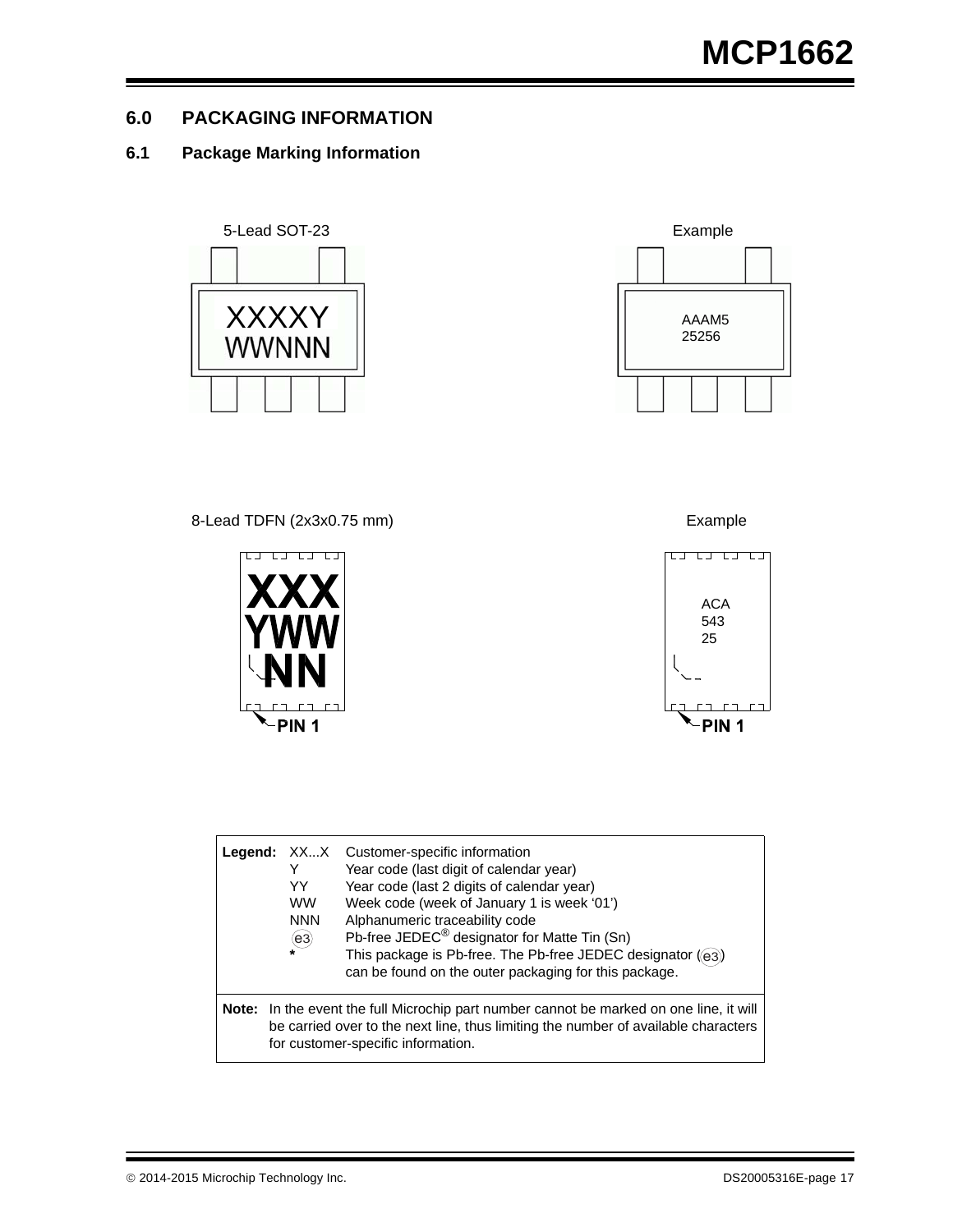## 6.0 PACKAGING INFORMATION

### 6.1 Package Marking Information

5-Lead SOT-23

XXXXY
WWNNN

Example

AAAM5
25256

8-Lead TDFN (2x3x0.75 mm)

XXX
YWW
NN

PIN 1

Example

ACA
543
25

PIN 1

| Legend: | XX...X | Customer-specific information |
|---|---|---|
| | Y | Year code (last digit of calendar year) |
| | YY | Year code (last 2 digits of calendar year) |
| | WW | Week code (week of January 1 is week '01') |
| | NNN | Alphanumeric traceability code |
| | (e3) | Pb-free JEDEC® designator for Matte Tin (Sn) |
| | * | This package is Pb-free. The Pb-free JEDEC designator ((e3)) can be found on the outer packaging for this package. |

**Note:** In the event the full Microchip part number cannot be marked on one line, it will be carried over to the next line, thus limiting the number of available characters for customer-specific information.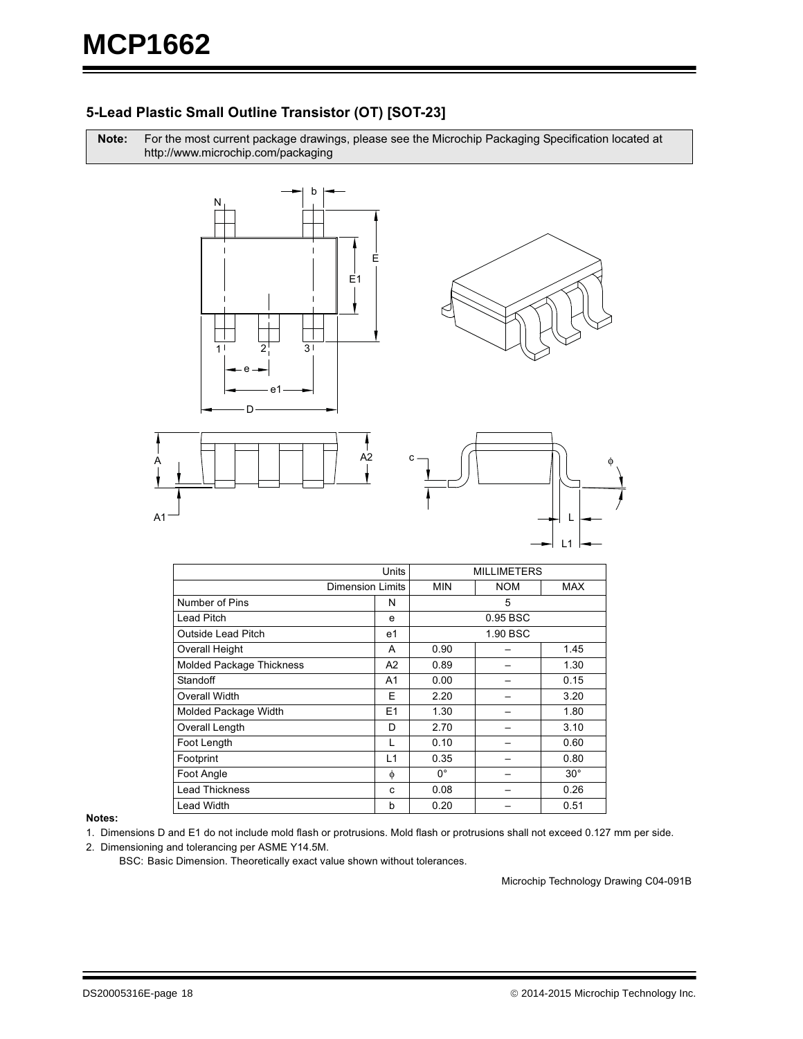## 5-Lead Plastic Small Outline Transistor (OT) [SOT-23]

**Note:** For the most current package drawings, please see the Microchip Packaging Specification located at http://www.microchip.com/packaging

| Units | | MILLIMETERS | | |
|---|---|---|---|---|
| Dimension Limits | | MIN | NOM | MAX |
| Number of Pins | N | | 5 | |
| Lead Pitch | e | | 0.95 BSC | |
| Outside Lead Pitch | e1 | | 1.90 BSC | |
| Overall Height | A | 0.90 | – | 1.45 |
| Molded Package Thickness | A2 | 0.89 | – | 1.30 |
| Standoff | A1 | 0.00 | – | 0.15 |
| Overall Width | E | 2.20 | – | 3.20 |
| Molded Package Width | E1 | 1.30 | – | 1.80 |
| Overall Length | D | 2.70 | – | 3.10 |
| Foot Length | L | 0.10 | – | 0.60 |
| Footprint | L1 | 0.35 | – | 0.80 |
| Foot Angle | $\phi$ | 0° | – | 30° |
| Lead Thickness | c | 0.08 | – | 0.26 |
| Lead Width | b | 0.20 | – | 0.51 |

**Notes:**

1. Dimensions D and E1 do not include mold flash or protrusions. Mold flash or protrusions shall not exceed 0.127 mm per side.
2. Dimensioning and tolerancing per ASME Y14.5M.

   BSC: Basic Dimension. Theoretically exact value shown without tolerances.

Microchip Technology Drawing C04-091B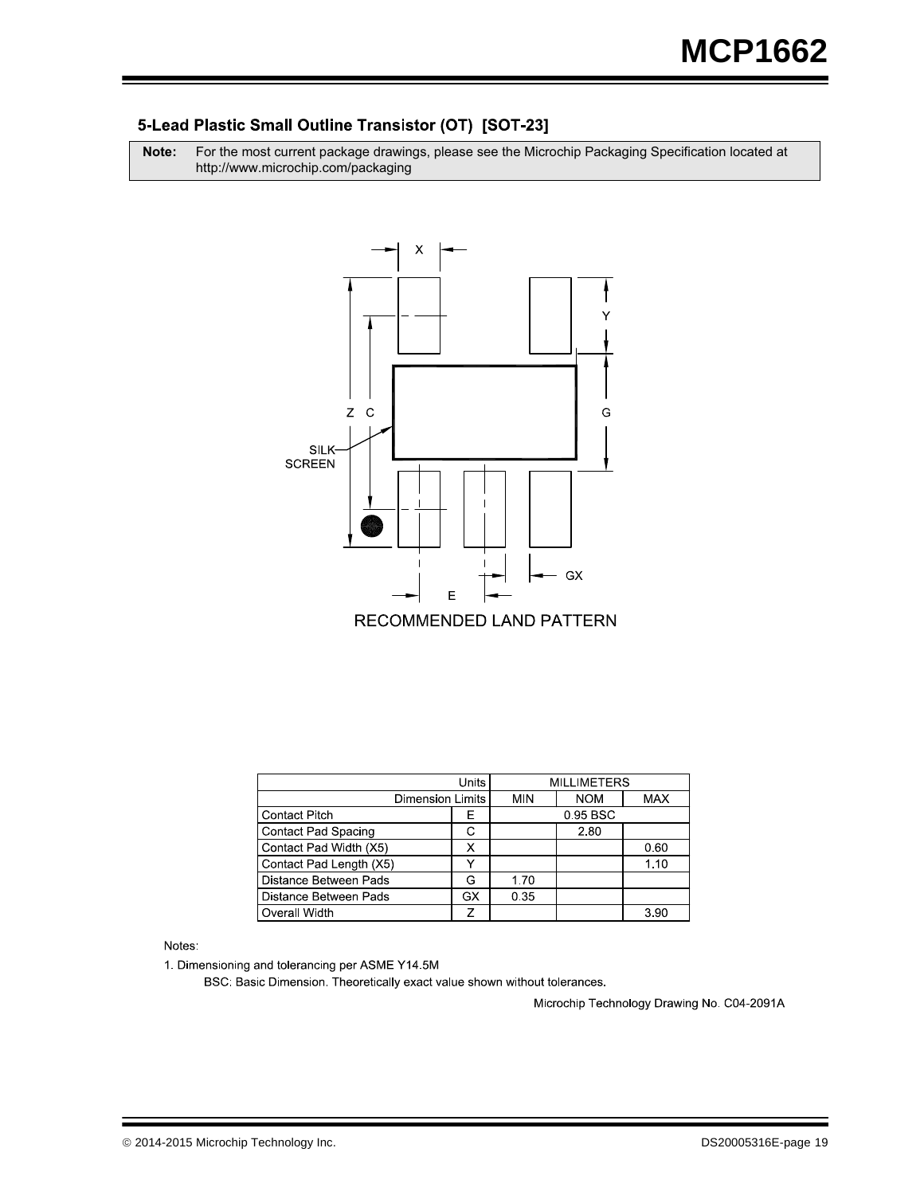### 5-Lead Plastic Small Outline Transistor (OT) [SOT-23]

| **Note:** | For the most current package drawings, please see the Microchip Packaging Specification located at http://www.microchip.com/packaging |
|---|---|

RECOMMENDED LAND PATTERN

| Units | | MILLIMETERS | | |
|---|---|---|---|---|
| Dimension Limits | | MIN | NOM | MAX |
| Contact Pitch | E | | 0.95 BSC | |
| Contact Pad Spacing | C | | 2.80 | |
| Contact Pad Width (X5) | X | | | 0.60 |
| Contact Pad Length (X5) | Y | | | 1.10 |
| Distance Between Pads | G | 1.70 | | |
| Distance Between Pads | GX | 0.35 | | |
| Overall Width | Z | | | 3.90 |

Notes:

1. Dimensioning and tolerancing per ASME Y14.5M

   BSC: Basic Dimension. Theoretically exact value shown without tolerances.

Microchip Technology Drawing No. C04-2091A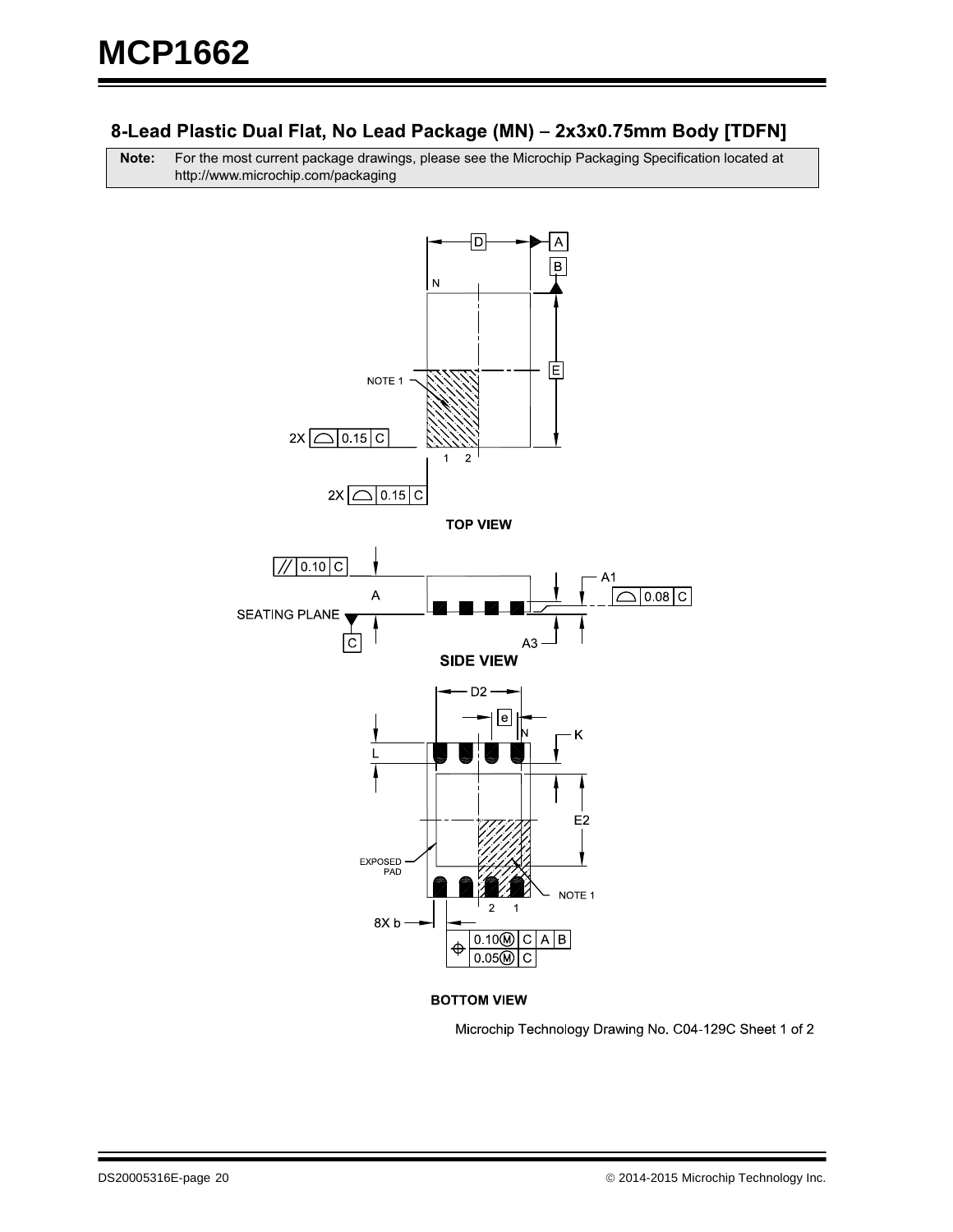## 8-Lead Plastic Dual Flat, No Lead Package (MN) – 2x3x0.75mm Body [TDFN]

| Note: | For the most current package drawings, please see the Microchip Packaging Specification located at http://www.microchip.com/packaging |
|---|---|

TOP VIEW

SIDE VIEW

BOTTOM VIEW

Microchip Technology Drawing No. C04-129C Sheet 1 of 2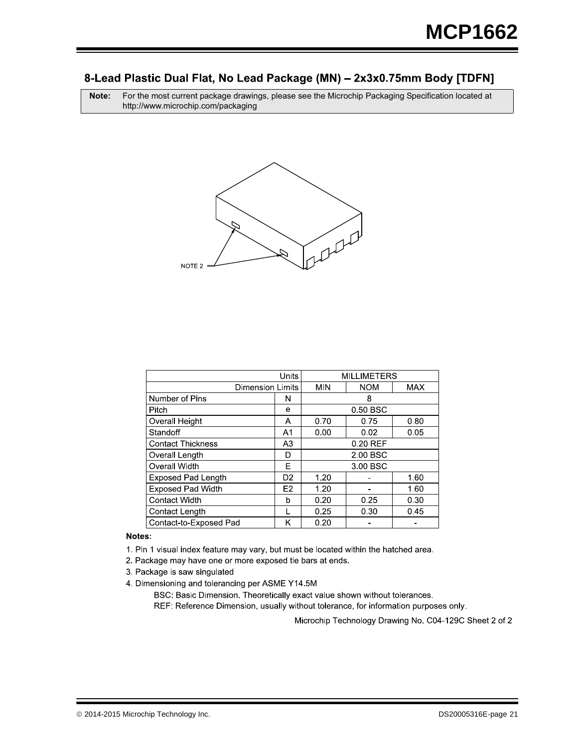## 8-Lead Plastic Dual Flat, No Lead Package (MN) – 2x3x0.75mm Body [TDFN]

**Note:** For the most current package drawings, please see the Microchip Packaging Specification located at http://www.microchip.com/packaging

NOTE 2

| Units | | MILLIMETERS | | |
|---|---|---|---|---|
| Dimension Limits | | MIN | NOM | MAX |
| Number of Pins | N | | 8 | |
| Pitch | e | | 0.50 BSC | |
| Overall Height | A | 0.70 | 0.75 | 0.80 |
| Standoff | A1 | 0.00 | 0.02 | 0.05 |
| Contact Thickness | A3 | | 0.20 REF | |
| Overall Length | D | | 2.00 BSC | |
| Overall Width | E | | 3.00 BSC | |
| Exposed Pad Length | D2 | 1.20 | - | 1.60 |
| Exposed Pad Width | E2 | 1.20 | - | 1.60 |
| Contact Width | b | 0.20 | 0.25 | 0.30 |
| Contact Length | L | 0.25 | 0.30 | 0.45 |
| Contact-to-Exposed Pad | K | 0.20 | - | - |

**Notes**:

1. Pin 1 visual index feature may vary, but must be located within the hatched area.
2. Package may have one or more exposed tie bars at ends.
3. Package is saw singulated
4. Dimensioning and tolerancing per ASME Y14.5M

   BSC: Basic Dimension. Theoretically exact value shown without tolerances.

   REF: Reference Dimension, usually without tolerance, for information purposes only.

Microchip Technology Drawing No. C04-129C Sheet 2 of 2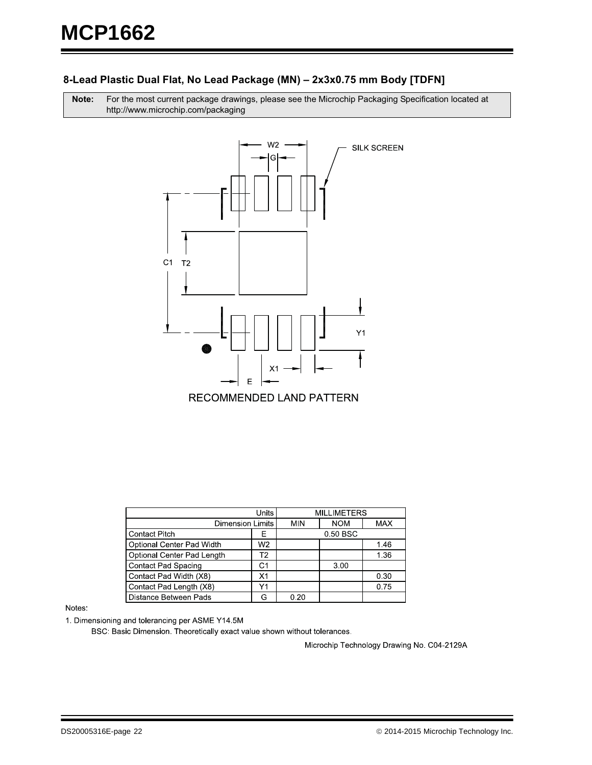## 8-Lead Plastic Dual Flat, No Lead Package (MN) – 2x3x0.75 mm Body [TDFN]

**Note:** For the most current package drawings, please see the Microchip Packaging Specification located at http://www.microchip.com/packaging

RECOMMENDED LAND PATTERN

| Units | | MILLIMETERS | | |
|---|---|---|---|---|
| Dimension Limits | | MIN | NOM | MAX |
| Contact Pitch | E | | 0.50 BSC | |
| Optional Center Pad Width | W2 | | | 1.46 |
| Optional Center Pad Length | T2 | | | 1.36 |
| Contact Pad Spacing | C1 | | 3.00 | |
| Contact Pad Width (X8) | X1 | | | 0.30 |
| Contact Pad Length (X8) | Y1 | | | 0.75 |
| Distance Between Pads | G | 0.20 | | |

Notes:

1. Dimensioning and tolerancing per ASME Y14.5M

   BSC: Basic Dimension. Theoretically exact value shown without tolerances.

Microchip Technology Drawing No. C04-2129A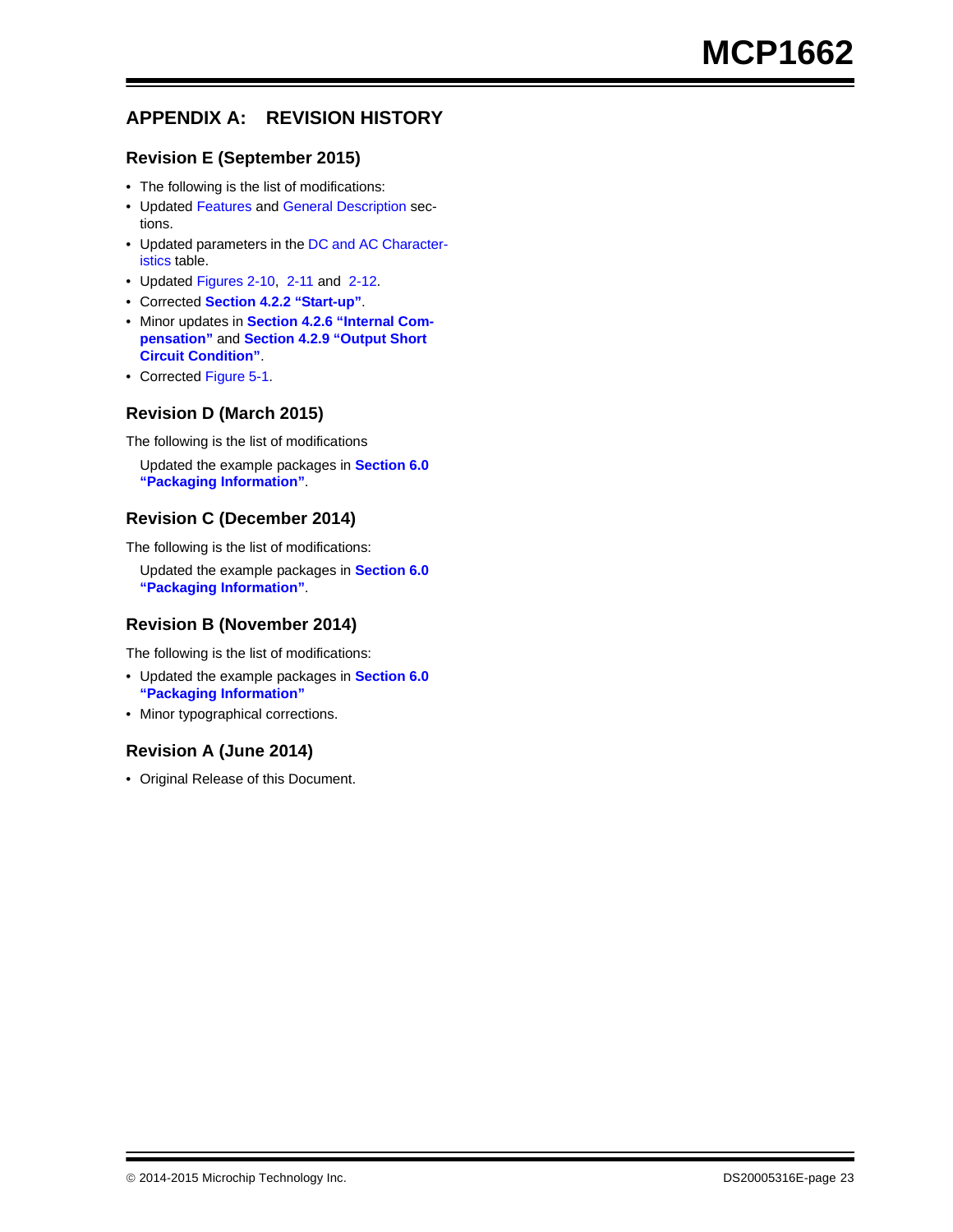# APPENDIX A: REVISION HISTORY

## Revision E (September 2015)

- The following is the list of modifications:
- Updated Features and General Description sections.
- Updated parameters in the DC and AC Characteristics table.
- Updated Figures 2-10, 2-11 and 2-12.
- Corrected **Section 4.2.2 "Start-up"**.
- Minor updates in **Section 4.2.6 "Internal Compensation"** and **Section 4.2.9 "Output Short Circuit Condition"**.
- Corrected Figure 5-1.

## Revision D (March 2015)

The following is the list of modifications

Updated the example packages in **Section 6.0 "Packaging Information"**.

## Revision C (December 2014)

The following is the list of modifications:

Updated the example packages in **Section 6.0 "Packaging Information"**.

## Revision B (November 2014)

The following is the list of modifications:

- Updated the example packages in **Section 6.0 "Packaging Information"**
- Minor typographical corrections.

## Revision A (June 2014)

- Original Release of this Document.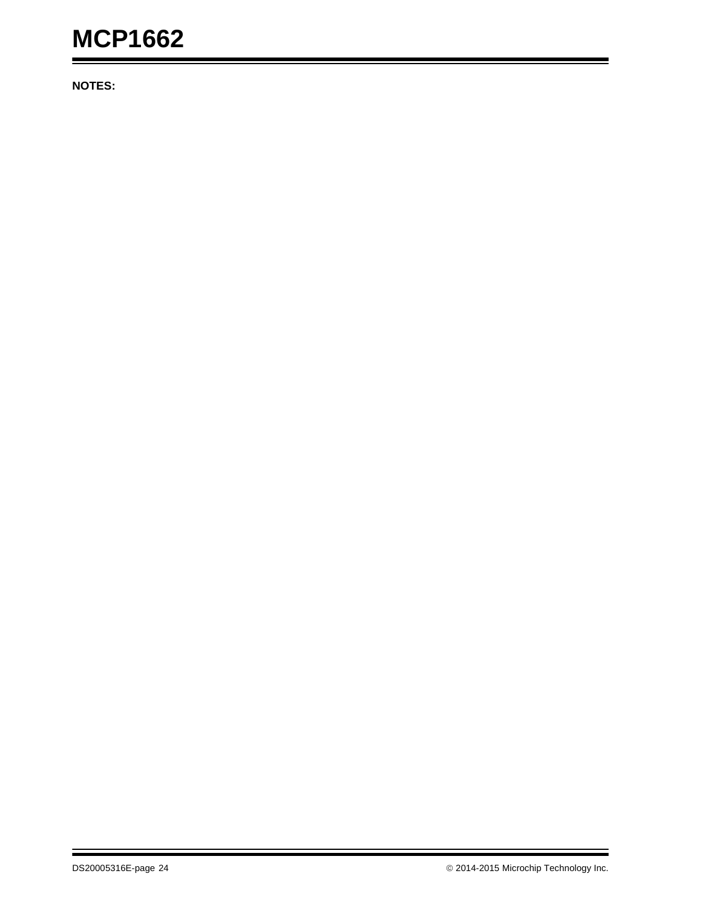**NOTES:**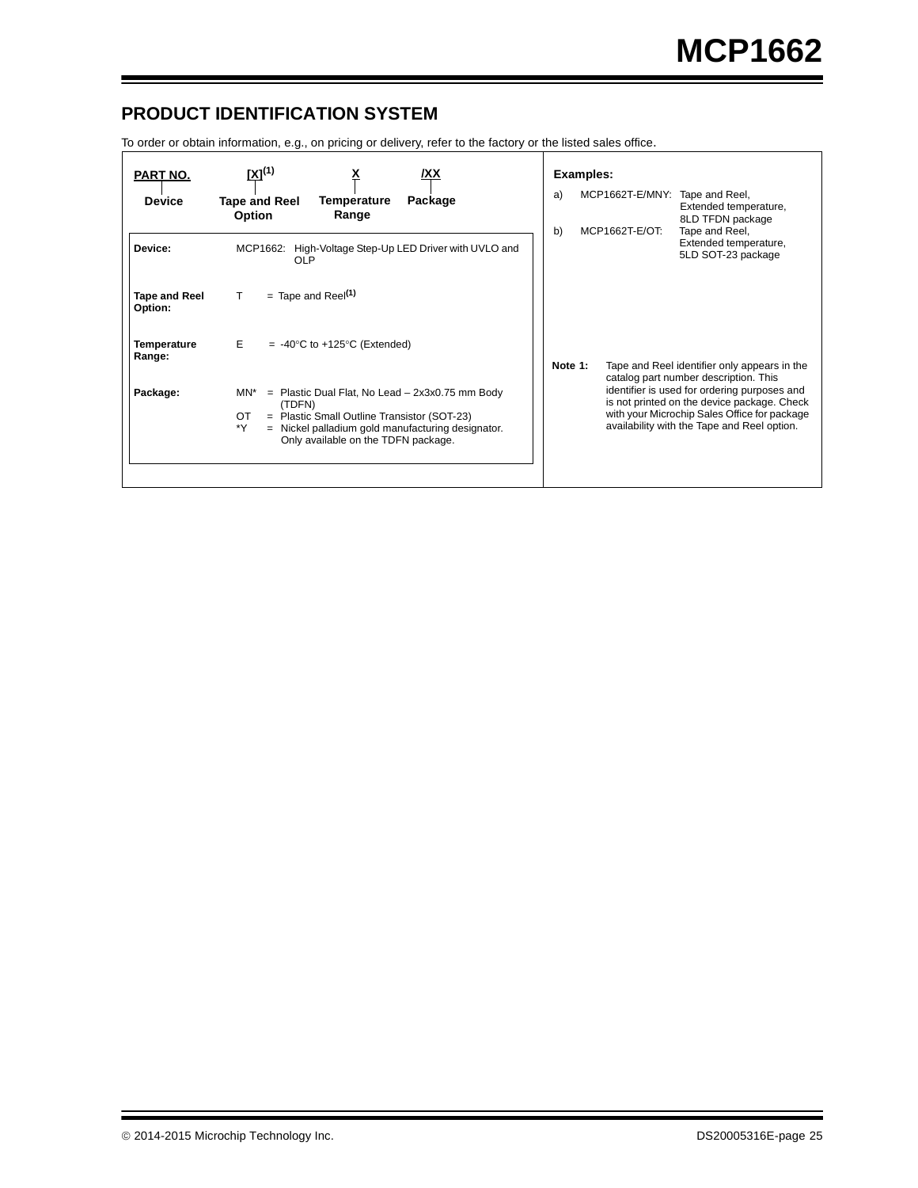## PRODUCT IDENTIFICATION SYSTEM

To order or obtain information, e.g., on pricing or delivery, refer to the factory or the listed sales office.

| PART NO. | [X][(1)] | X | /XX |
|---|---|---|---|
| Device | Tape and Reel Option | Temperature Range | Package |

**Device:** MCP1662: High-Voltage Step-Up LED Driver with UVLO and OLP

**Tape and Reel Option:** T = Tape and Reel[(1)]

**Temperature Range:** E = -40°C to +125°C (Extended)

**Package:**
- MN* = Plastic Dual Flat, No Lead – 2x3x0.75 mm Body (TDFN)
- OT = Plastic Small Outline Transistor (SOT-23)
- *Y = Nickel palladium gold manufacturing designator. Only available on the TDFN package.

**Examples:**

a) MCP1662T-E/MNY: Tape and Reel, Extended temperature, 8LD TFDN package

b) MCP1662T-E/OT: Tape and Reel, Extended temperature, 5LD SOT-23 package

**Note 1:** Tape and Reel identifier only appears in the catalog part number description. This identifier is used for ordering purposes and is not printed on the device package. Check with your Microchip Sales Office for package availability with the Tape and Reel option.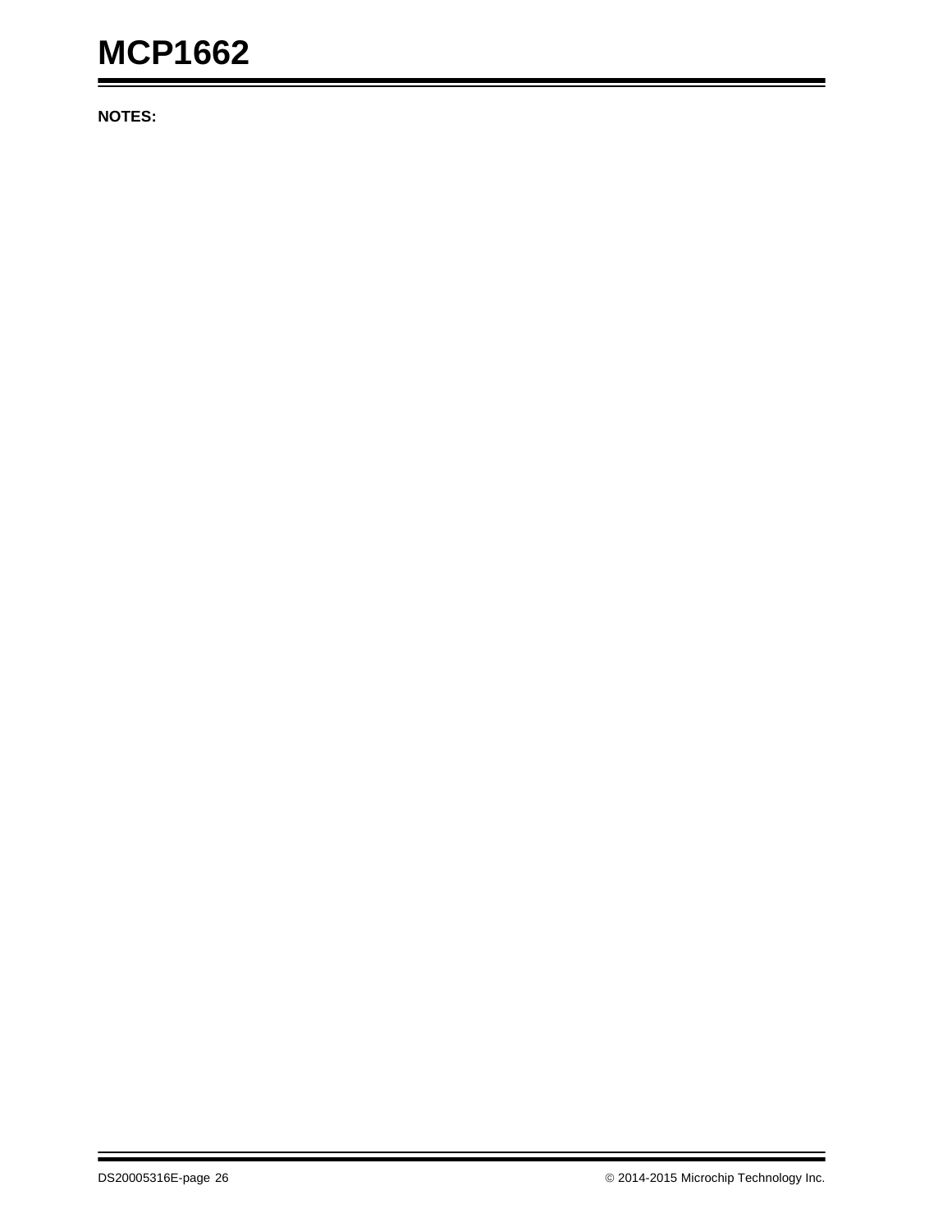**NOTES:**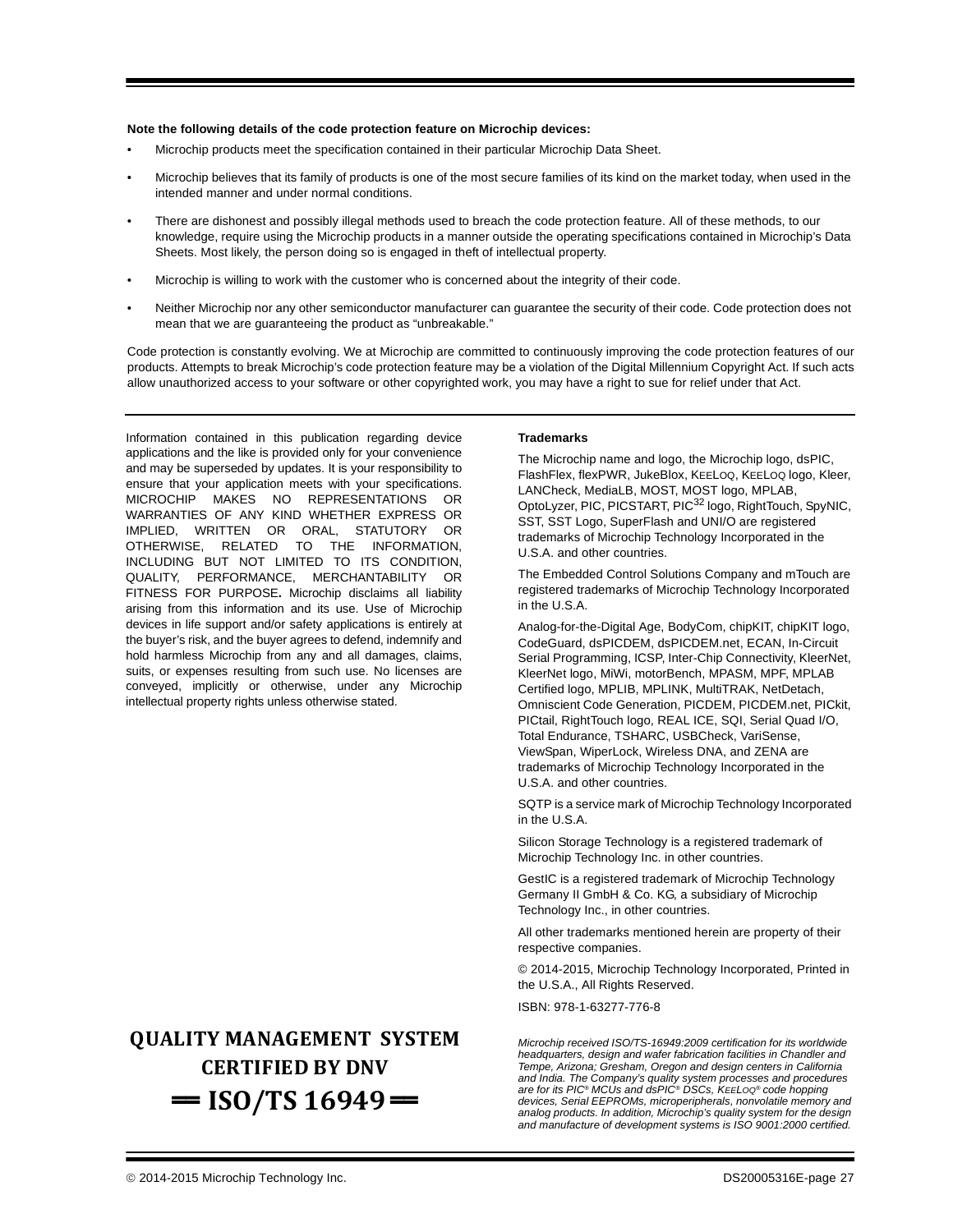**Note the following details of the code protection feature on Microchip devices:**

- Microchip products meet the specification contained in their particular Microchip Data Sheet.
- Microchip believes that its family of products is one of the most secure families of its kind on the market today, when used in the intended manner and under normal conditions.
- There are dishonest and possibly illegal methods used to breach the code protection feature. All of these methods, to our knowledge, require using the Microchip products in a manner outside the operating specifications contained in Microchip's Data Sheets. Most likely, the person doing so is engaged in theft of intellectual property.
- Microchip is willing to work with the customer who is concerned about the integrity of their code.
- Neither Microchip nor any other semiconductor manufacturer can guarantee the security of their code. Code protection does not mean that we are guaranteeing the product as "unbreakable."

Code protection is constantly evolving. We at Microchip are committed to continuously improving the code protection features of our products. Attempts to break Microchip's code protection feature may be a violation of the Digital Millennium Copyright Act. If such acts allow unauthorized access to your software or other copyrighted work, you may have a right to sue for relief under that Act.

Information contained in this publication regarding device applications and the like is provided only for your convenience and may be superseded by updates. It is your responsibility to ensure that your application meets with your specifications. MICROCHIP MAKES NO REPRESENTATIONS OR WARRANTIES OF ANY KIND WHETHER EXPRESS OR IMPLIED, WRITTEN OR ORAL, STATUTORY OR OTHERWISE, RELATED TO THE INFORMATION, INCLUDING BUT NOT LIMITED TO ITS CONDITION, QUALITY, PERFORMANCE, MERCHANTABILITY OR FITNESS FOR PURPOSE. Microchip disclaims all liability arising from this information and its use. Use of Microchip devices in life support and/or safety applications is entirely at the buyer's risk, and the buyer agrees to defend, indemnify and hold harmless Microchip from any and all damages, claims, suits, or expenses resulting from such use. No licenses are conveyed, implicitly or otherwise, under any Microchip intellectual property rights unless otherwise stated.

**QUALITY MANAGEMENT SYSTEM CERTIFIED BY DNV**

**== ISO/TS 16949 ==**

**Trademarks**

The Microchip name and logo, the Microchip logo, dsPIC, FlashFlex, flexPWR, JukeBlox, KEELOQ, KEELOQ logo, Kleer, LANCheck, MediaLB, MOST, MOST logo, MPLAB, OptoLyzer, PIC, PICSTART, PIC32 logo, RightTouch, SpyNIC, SST, SST Logo, SuperFlash and UNI/O are registered trademarks of Microchip Technology Incorporated in the U.S.A. and other countries.

The Embedded Control Solutions Company and mTouch are registered trademarks of Microchip Technology Incorporated in the U.S.A.

Analog-for-the-Digital Age, BodyCom, chipKIT, chipKIT logo, CodeGuard, dsPICDEM, dsPICDEM.net, ECAN, In-Circuit Serial Programming, ICSP, Inter-Chip Connectivity, KleerNet, KleerNet logo, MiWi, motorBench, MPASM, MPF, MPLAB Certified logo, MPLIB, MPLINK, MultiTRAK, NetDetach, Omniscient Code Generation, PICDEM, PICDEM.net, PICkit, PICtail, RightTouch logo, REAL ICE, SQI, Serial Quad I/O, Total Endurance, TSHARC, USBCheck, VariSense, ViewSpan, WiperLock, Wireless DNA, and ZENA are trademarks of Microchip Technology Incorporated in the U.S.A. and other countries.

SQTP is a service mark of Microchip Technology Incorporated in the U.S.A.

Silicon Storage Technology is a registered trademark of Microchip Technology Inc. in other countries.

GestIC is a registered trademark of Microchip Technology Germany II GmbH & Co. KG, a subsidiary of Microchip Technology Inc., in other countries.

All other trademarks mentioned herein are property of their respective companies.

© 2014-2015, Microchip Technology Incorporated, Printed in the U.S.A., All Rights Reserved.

ISBN: 978-1-63277-776-8

*Microchip received ISO/TS-16949:2009 certification for its worldwide headquarters, design and wafer fabrication facilities in Chandler and Tempe, Arizona; Gresham, Oregon and design centers in California and India. The Company's quality system processes and procedures are for its PIC® MCUs and dsPIC® DSCs, KEELOQ® code hopping devices, Serial EEPROMs, microperipherals, nonvolatile memory and analog products. In addition, Microchip's quality system for the design and manufacture of development systems is ISO 9001:2000 certified.*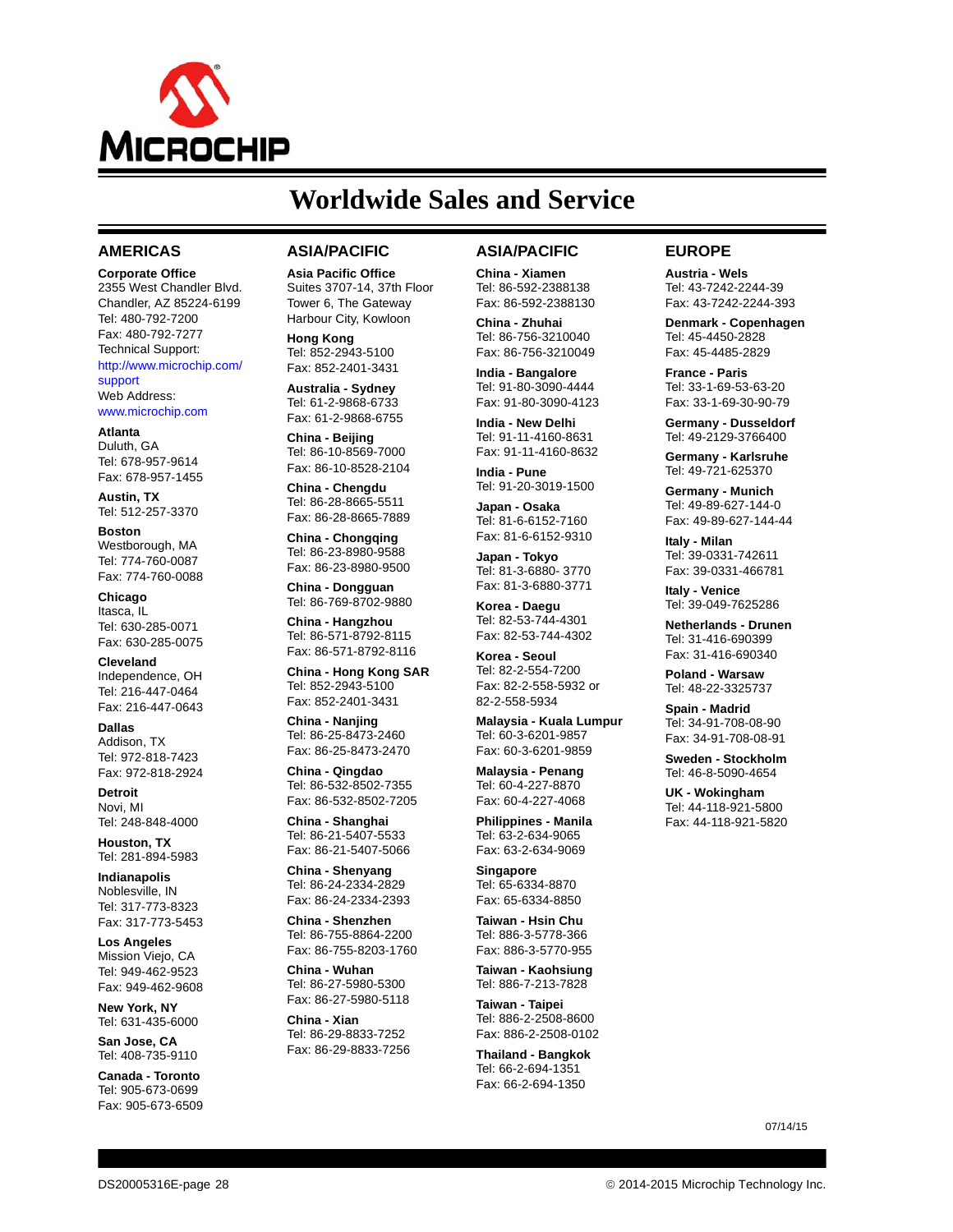# Worldwide Sales and Service

## AMERICAS

**Corporate Office**
2355 West Chandler Blvd.
Chandler, AZ 85224-6199
Tel: 480-792-7200
Fax: 480-792-7277
Technical Support:
http://www.microchip.com/support
Web Address:
www.microchip.com

**Atlanta**
Duluth, GA
Tel: 678-957-9614
Fax: 678-957-1455

**Austin, TX**
Tel: 512-257-3370

**Boston**
Westborough, MA
Tel: 774-760-0087
Fax: 774-760-0088

**Chicago**
Itasca, IL
Tel: 630-285-0071
Fax: 630-285-0075

**Cleveland**
Independence, OH
Tel: 216-447-0464
Fax: 216-447-0643

**Dallas**
Addison, TX
Tel: 972-818-7423
Fax: 972-818-2924

**Detroit**
Novi, MI
Tel: 248-848-4000

**Houston, TX**
Tel: 281-894-5983

**Indianapolis**
Noblesville, IN
Tel: 317-773-8323
Fax: 317-773-5453

**Los Angeles**
Mission Viejo, CA
Tel: 949-462-9523
Fax: 949-462-9608

**New York, NY**
Tel: 631-435-6000

**San Jose, CA**
Tel: 408-735-9110

**Canada - Toronto**
Tel: 905-673-0699
Fax: 905-673-6509

## ASIA/PACIFIC

**Asia Pacific Office**
Suites 3707-14, 37th Floor
Tower 6, The Gateway
Harbour City, Kowloon

**Hong Kong**
Tel: 852-2943-5100
Fax: 852-2401-3431

**Australia - Sydney**
Tel: 61-2-9868-6733
Fax: 61-2-9868-6755

**China - Beijing**
Tel: 86-10-8569-7000
Fax: 86-10-8528-2104

**China - Chengdu**
Tel: 86-28-8665-5511
Fax: 86-28-8665-7889

**China - Chongqing**
Tel: 86-23-8980-9588
Fax: 86-23-8980-9500

**China - Dongguan**
Tel: 86-769-8702-9880

**China - Hangzhou**
Tel: 86-571-8792-8115
Fax: 86-571-8792-8116

**China - Hong Kong SAR**
Tel: 852-2943-5100
Fax: 852-2401-3431

**China - Nanjing**
Tel: 86-25-8473-2460
Fax: 86-25-8473-2470

**China - Qingdao**
Tel: 86-532-8502-7355
Fax: 86-532-8502-7205

**China - Shanghai**
Tel: 86-21-5407-5533
Fax: 86-21-5407-5066

**China - Shenyang**
Tel: 86-24-2334-2829
Fax: 86-24-2334-2393

**China - Shenzhen**
Tel: 86-755-8864-2200
Fax: 86-755-8203-1760

**China - Wuhan**
Tel: 86-27-5980-5300
Fax: 86-27-5980-5118

**China - Xian**
Tel: 86-29-8833-7252
Fax: 86-29-8833-7256

## ASIA/PACIFIC

**China - Xiamen**
Tel: 86-592-2388138
Fax: 86-592-2388130

**China - Zhuhai**
Tel: 86-756-3210040
Fax: 86-756-3210049

**India - Bangalore**
Tel: 91-80-3090-4444
Fax: 91-80-3090-4123

**India - New Delhi**
Tel: 91-11-4160-8631
Fax: 91-11-4160-8632

**India - Pune**
Tel: 91-20-3019-1500

**Japan - Osaka**
Tel: 81-6-6152-7160
Fax: 81-6-6152-9310

**Japan - Tokyo**
Tel: 81-3-6880- 3770
Fax: 81-3-6880-3771

**Korea - Daegu**
Tel: 82-53-744-4301
Fax: 82-53-744-4302

**Korea - Seoul**
Tel: 82-2-554-7200
Fax: 82-2-558-5932 or
82-2-558-5934

**Malaysia - Kuala Lumpur**
Tel: 60-3-6201-9857
Fax: 60-3-6201-9859

**Malaysia - Penang**
Tel: 60-4-227-8870
Fax: 60-4-227-4068

**Philippines - Manila**
Tel: 63-2-634-9065
Fax: 63-2-634-9069

**Singapore**
Tel: 65-6334-8870
Fax: 65-6334-8850

**Taiwan - Hsin Chu**
Tel: 886-3-5778-366
Fax: 886-3-5770-955

**Taiwan - Kaohsiung**
Tel: 886-7-213-7828

**Taiwan - Taipei**
Tel: 886-2-2508-8600
Fax: 886-2-2508-0102

**Thailand - Bangkok**
Tel: 66-2-694-1351
Fax: 66-2-694-1350

## EUROPE

**Austria - Wels**
Tel: 43-7242-2244-39
Fax: 43-7242-2244-393

**Denmark - Copenhagen**
Tel: 45-4450-2828
Fax: 45-4485-2829

**France - Paris**
Tel: 33-1-69-53-63-20
Fax: 33-1-69-30-90-79

**Germany - Dusseldorf**
Tel: 49-2129-3766400

**Germany - Karlsruhe**
Tel: 49-721-625370

**Germany - Munich**
Tel: 49-89-627-144-0
Fax: 49-89-627-144-44

**Italy - Milan**
Tel: 39-0331-742611
Fax: 39-0331-466781

**Italy - Venice**
Tel: 39-049-7625286

**Netherlands - Drunen**
Tel: 31-416-690399
Fax: 31-416-690340

**Poland - Warsaw**
Tel: 48-22-3325737

**Spain - Madrid**
Tel: 34-91-708-08-90
Fax: 34-91-708-08-91

**Sweden - Stockholm**
Tel: 46-8-5090-4654

**UK - Wokingham**
Tel: 44-118-921-5800
Fax: 44-118-921-5820

07/14/15